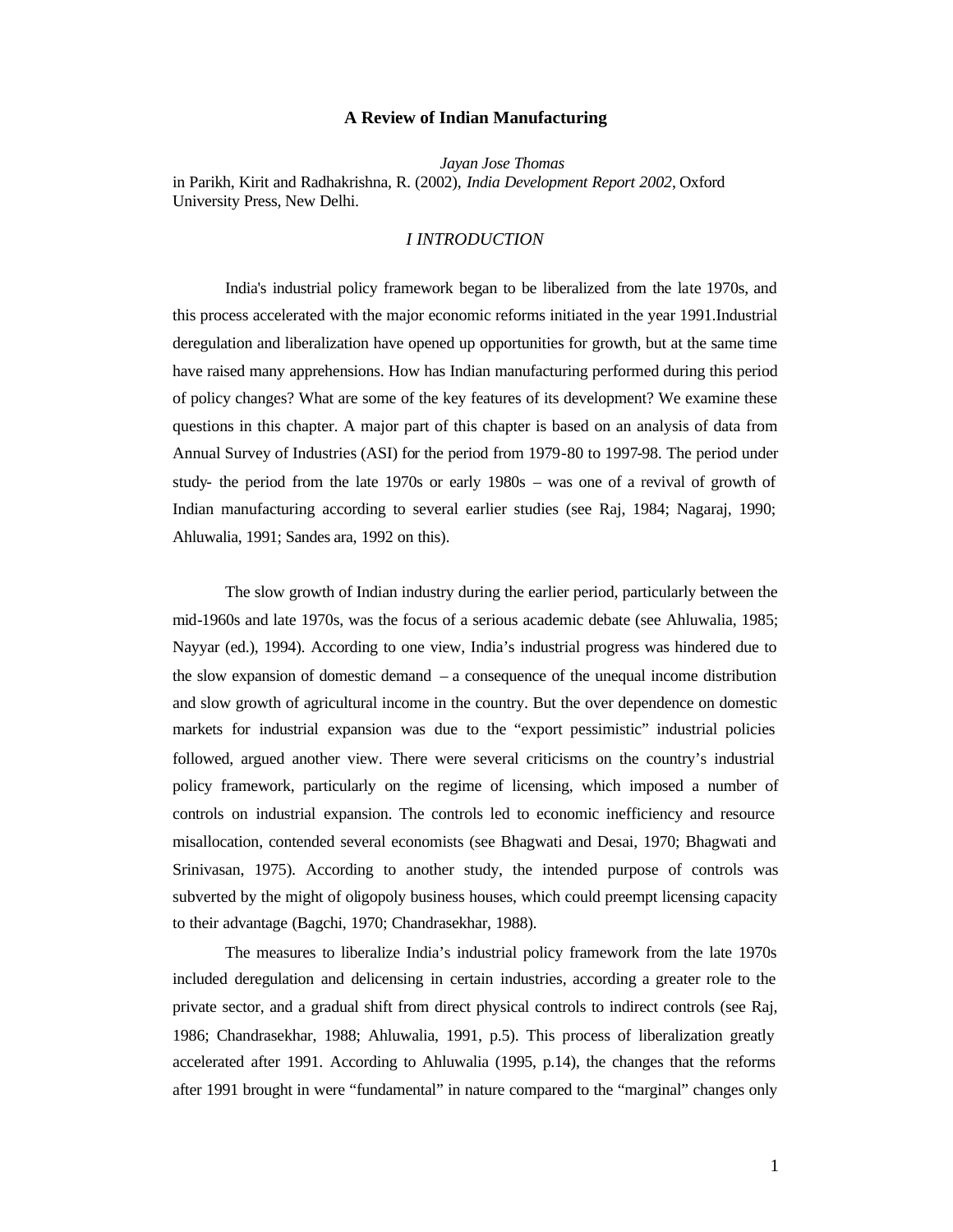# A Review of Indian Manufacturing

*Jayan Jose Thomas*

in Parikh, Kirit and Radhakrishna, R. (2002), *India Development Report 2002*, Oxford University Press, New Delhi.

## *I INTRODUCTION*

India's industrial policy framework began to be liberalized from the late 1970s, and this process accelerated with the major economic reforms initiated in the year 1991.Industrial deregulation and liberalization have opened up opportunities for growth, but at the same time have raised many apprehensions. How has Indian manufacturing performed during this period of policy changes? What are some of the key features of its development? We examine these questions in this chapter. A major part of this chapter is based on an analysis of data from Annual Survey of Industries (ASI) for the period from 1979-80 to 1997-98. The period under study- the period from the late 1970s or early 1980s – was one of a revival of growth of Indian manufacturing according to several earlier studies (see Raj, 1984; Nagaraj, 1990; Ahluwalia, 1991; Sandes ara, 1992 on this).

The slow growth of Indian industry during the earlier period, particularly between the mid-1960s and late 1970s, was the focus of a serious academic debate (see Ahluwalia, 1985; Nayyar (ed.), 1994). According to one view, India's industrial progress was hindered due to the slow expansion of domestic demand – a consequence of the unequal income distribution and slow growth of agricultural income in the country. But the over dependence on domestic markets for industrial expansion was due to the "export pessimistic" industrial policies followed, argued another view. There were several criticisms on the country's industrial policy framework, particularly on the regime of licensing, which imposed a number of controls on industrial expansion. The controls led to economic inefficiency and resource misallocation, contended several economists (see Bhagwati and Desai, 1970; Bhagwati and Srinivasan, 1975). According to another study, the intended purpose of controls was subverted by the might of oligopoly business houses, which could preempt licensing capacity to their advantage (Bagchi, 1970; Chandrasekhar, 1988).

The measures to liberalize India's industrial policy framework from the late 1970s included deregulation and delicensing in certain industries, according a greater role to the private sector, and a gradual shift from direct physical controls to indirect controls (see Raj, 1986; Chandrasekhar, 1988; Ahluwalia, 1991, p.5). This process of liberalization greatly accelerated after 1991. According to Ahluwalia (1995, p.14), the changes that the reforms after 1991 brought in were "fundamental" in nature compared to the "marginal" changes only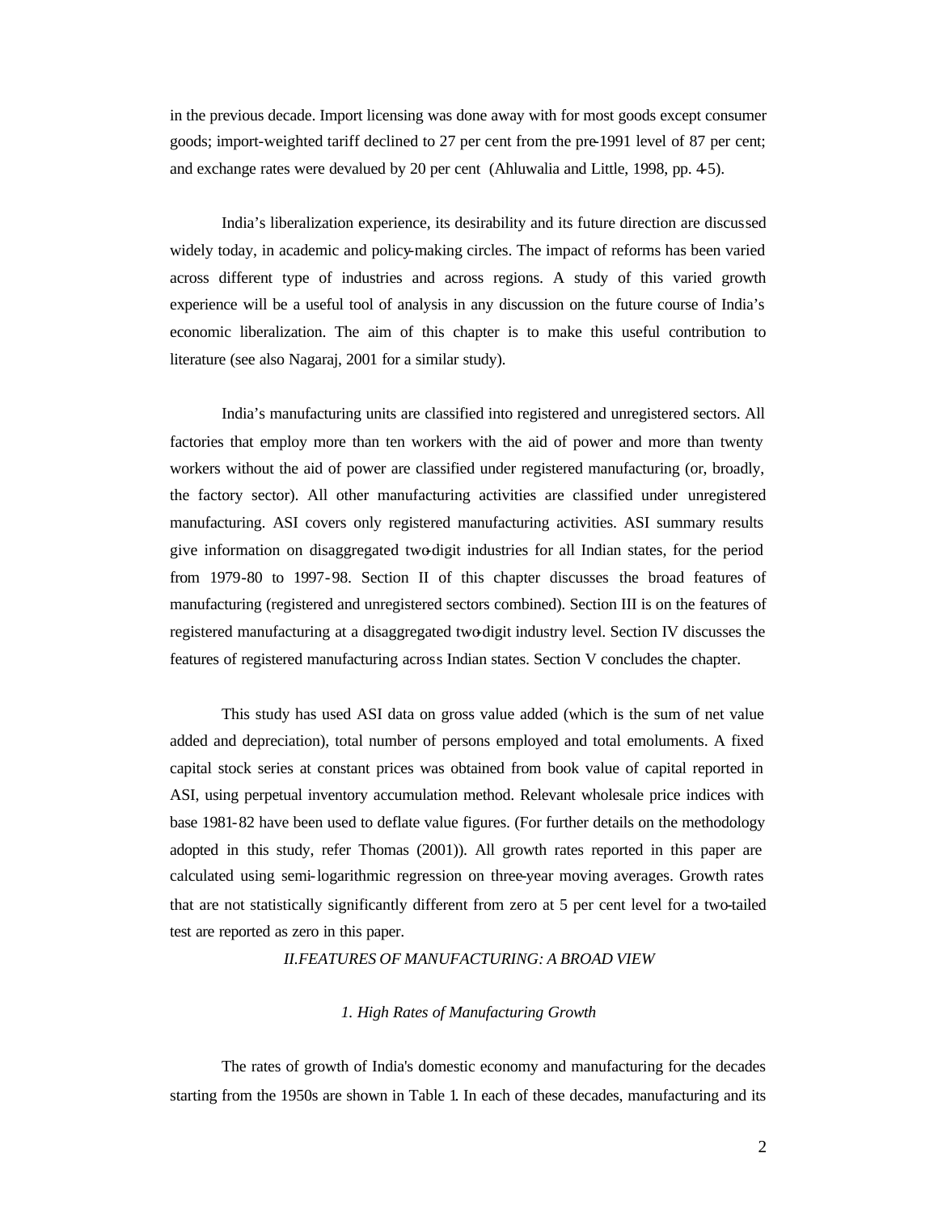in the previous decade. Import licensing was done away with for most goods except consumer goods; import-weighted tariff declined to 27 per cent from the pre-1991 level of 87 per cent; and exchange rates were devalued by 20 per cent (Ahluwalia and Little, 1998, pp. 4-5).

India's liberalization experience, its desirability and its future direction are discussed widely today, in academic and policy-making circles. The impact of reforms has been varied across different type of industries and across regions. A study of this varied growth experience will be a useful tool of analysis in any discussion on the future course of India's economic liberalization. The aim of this chapter is to make this useful contribution to literature (see also Nagaraj, 2001 for a similar study).

India's manufacturing units are classified into registered and unregistered sectors. All factories that employ more than ten workers with the aid of power and more than twenty workers without the aid of power are classified under registered manufacturing (or, broadly, the factory sector). All other manufacturing activities are classified under unregistered manufacturing. ASI covers only registered manufacturing activities. ASI summary results give information on disaggregated two-digit industries for all Indian states, for the period from 1979-80 to 1997-98. Section II of this chapter discusses the broad features of manufacturing (registered and unregistered sectors combined). Section III is on the features of registered manufacturing at a disaggregated two-digit industry level. Section IV discusses the features of registered manufacturing across Indian states. Section V concludes the chapter.

This study has used ASI data on gross value added (which is the sum of net value added and depreciation), total number of persons employed and total emoluments. A fixed capital stock series at constant prices was obtained from book value of capital reported in ASI, using perpetual inventory accumulation method. Relevant wholesale price indices with base 1981-82 have been used to deflate value figures. (For further details on the methodology adopted in this study, refer Thomas (2001)). All growth rates reported in this paper are calculated using semi-logarithmic regression on three-year moving averages. Growth rates that are not statistically significantly different from zero at 5 per cent level for a two-tailed test are reported as zero in this paper.

## *II.FEATURES OF MANUFACTURING: A BROAD VIEW*

### *1. High Rates of Manufacturing Growth*

The rates of growth of India's domestic economy and manufacturing for the decades starting from the 1950s are shown in Table 1. In each of these decades, manufacturing and its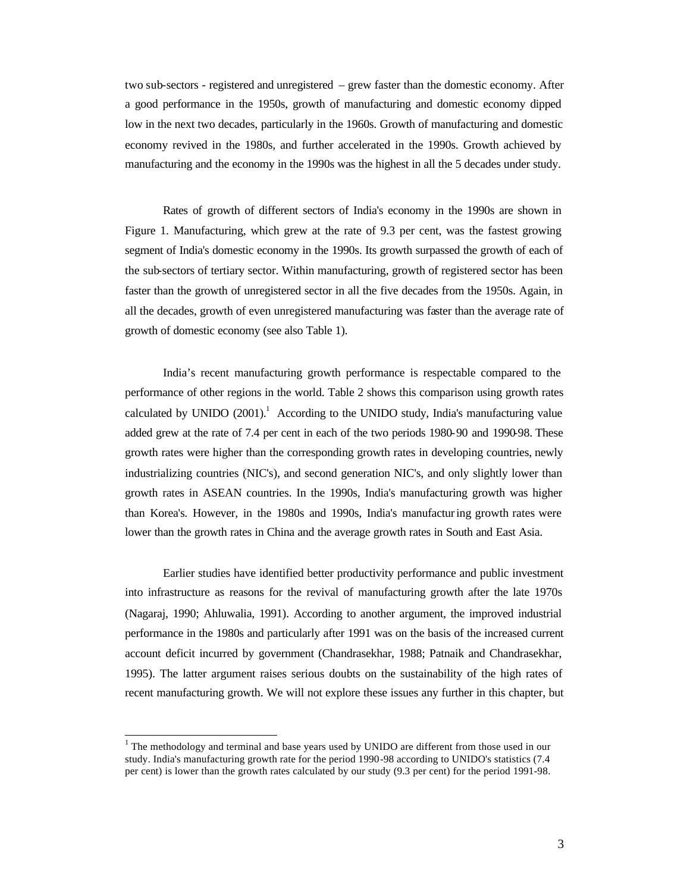two sub-sectors - registered and unregistered – grew faster than the domestic economy. After a good performance in the 1950s, growth of manufacturing and domestic economy dipped low in the next two decades, particularly in the 1960s. Growth of manufacturing and domestic economy revived in the 1980s, and further accelerated in the 1990s. Growth achieved by manufacturing and the economy in the 1990s was the highest in all the 5 decades under study.

Rates of growth of different sectors of India's economy in the 1990s are shown in Figure 1. Manufacturing, which grew at the rate of 9.3 per cent, was the fastest growing segment of India's domestic economy in the 1990s. Its growth surpassed the growth of each of the sub-sectors of tertiary sector. Within manufacturing, growth of registered sector has been faster than the growth of unregistered sector in all the five decades from the 1950s. Again, in all the decades, growth of even unregistered manufacturing was faster than the average rate of growth of domestic economy (see also Table 1).

India's recent manufacturing growth performance is respectable compared to the performance of other regions in the world. Table 2 shows this comparison using growth rates calculated by UNIDO (2001).[1] According to the UNIDO study, India's manufacturing value added grew at the rate of 7.4 per cent in each of the two periods 1980-90 and 1990-98. These growth rates were higher than the corresponding growth rates in developing countries, newly industrializing countries (NIC's), and second generation NIC's, and only slightly lower than growth rates in ASEAN countries. In the 1990s, India's manufacturing growth was higher than Korea's. However, in the 1980s and 1990s, India's manufacturing growth rates were lower than the growth rates in China and the average growth rates in South and East Asia.

Earlier studies have identified better productivity performance and public investment into infrastructure as reasons for the revival of manufacturing growth after the late 1970s (Nagaraj, 1990; Ahluwalia, 1991). According to another argument, the improved industrial performance in the 1980s and particularly after 1991 was on the basis of the increased current account deficit incurred by government (Chandrasekhar, 1988; Patnaik and Chandrasekhar, 1995). The latter argument raises serious doubts on the sustainability of the high rates of recent manufacturing growth. We will not explore these issues any further in this chapter, but

[1] The methodology and terminal and base years used by UNIDO are different from those used in our study. India's manufacturing growth rate for the period 1990-98 according to UNIDO's statistics (7.4 per cent) is lower than the growth rates calculated by our study (9.3 per cent) for the period 1991-98.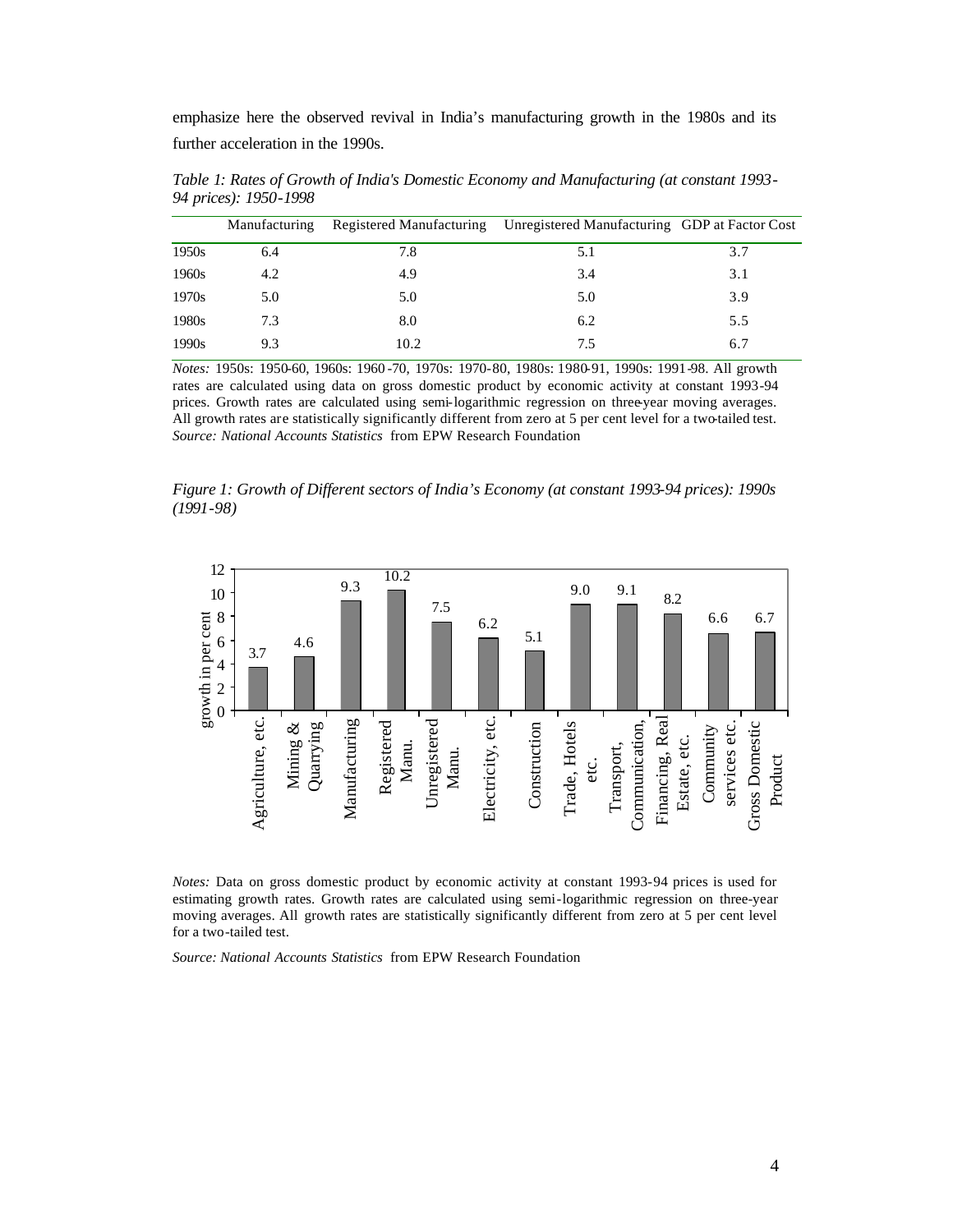emphasize here the observed revival in India's manufacturing growth in the 1980s and its further acceleration in the 1990s.

*Table 1: Rates of Growth of India's Domestic Economy and Manufacturing (at constant 1993-94 prices): 1950-1998*

| | Manufacturing | Registered Manufacturing | Unregistered Manufacturing | GDP at Factor Cost |
|---|---|---|---|---|
| 1950s | 6.4 | 7.8 | 5.1 | 3.7 |
| 1960s | 4.2 | 4.9 | 3.4 | 3.1 |
| 1970s | 5.0 | 5.0 | 5.0 | 3.9 |
| 1980s | 7.3 | 8.0 | 6.2 | 5.5 |
| 1990s | 9.3 | 10.2 | 7.5 | 6.7 |

*Notes:* 1950s: 1950-60, 1960s: 1960-70, 1970s: 1970-80, 1980s: 1980-91, 1990s: 1991-98. All growth rates are calculated using data on gross domestic product by economic activity at constant 1993-94 prices. Growth rates are calculated using semi-logarithmic regression on three-year moving averages. All growth rates are statistically significantly different from zero at 5 per cent level for a two-tailed test.
*Source: National Accounts Statistics* from EPW Research Foundation

*Figure 1: Growth of Different sectors of India's Economy (at constant 1993-94 prices): 1990s (1991-98)*

*Notes:* Data on gross domestic product by economic activity at constant 1993-94 prices is used for estimating growth rates. Growth rates are calculated using semi-logarithmic regression on three-year moving averages. All growth rates are statistically significantly different from zero at 5 per cent level for a two-tailed test.

*Source: National Accounts Statistics* from EPW Research Foundation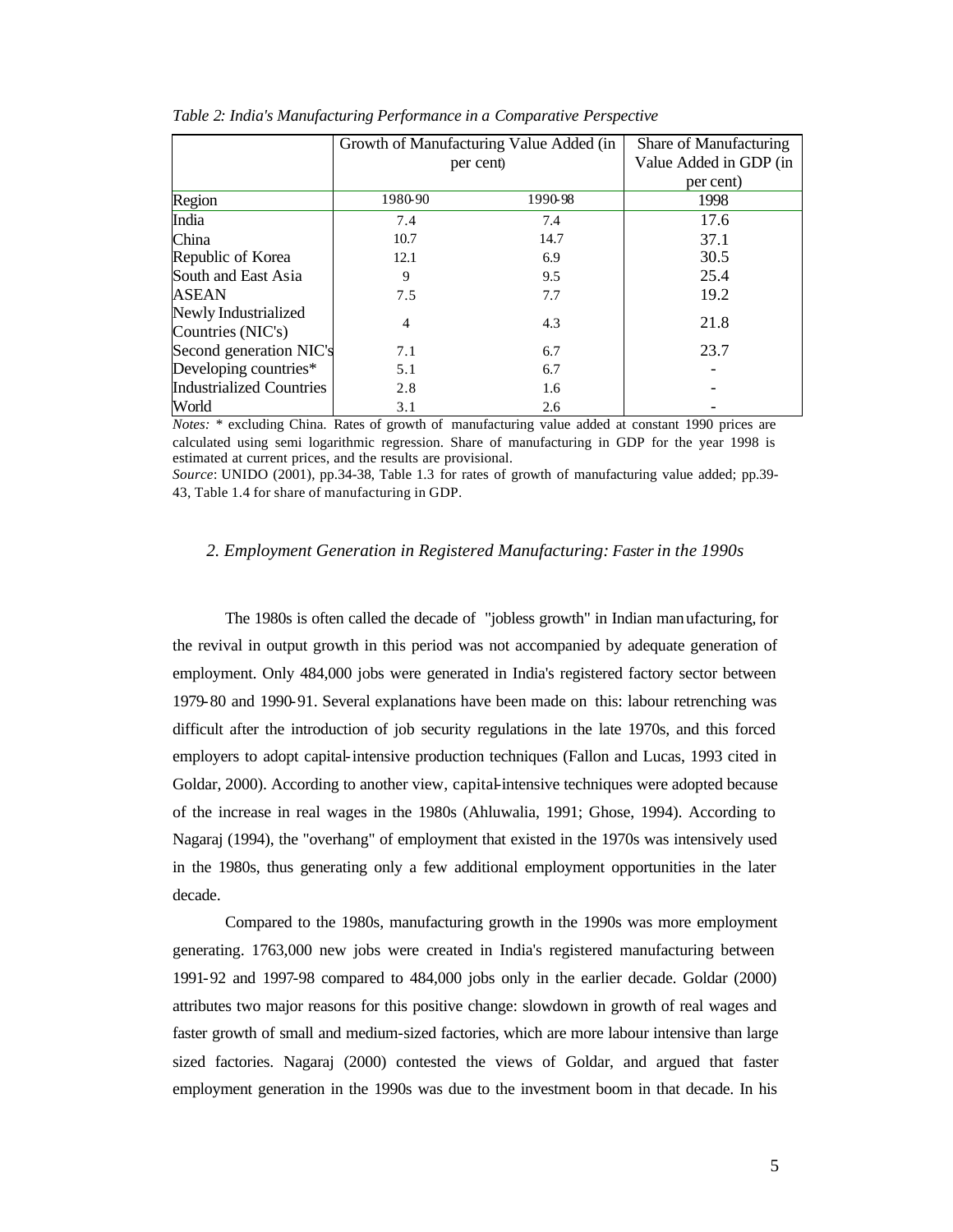*Table 2: India's Manufacturing Performance in a Comparative Perspective*

| | Growth of Manufacturing Value Added (in per cent) | | Share of Manufacturing Value Added in GDP (in per cent) |
|---|---|---|---|
| Region | 1980-90 | 1990-98 | 1998 |
| India | 7.4 | 7.4 | 17.6 |
| China | 10.7 | 14.7 | 37.1 |
| Republic of Korea | 12.1 | 6.9 | 30.5 |
| South and East Asia | 9 | 9.5 | 25.4 |
| ASEAN | 7.5 | 7.7 | 19.2 |
| Newly Industrialized Countries (NIC's) | 4 | 4.3 | 21.8 |
| Second generation NIC's | 7.1 | 6.7 | 23.7 |
| Developing countries* | 5.1 | 6.7 | - |
| Industrialized Countries | 2.8 | 1.6 | - |
| World | 3.1 | 2.6 | - |

*Notes:* * excluding China. Rates of growth of manufacturing value added at constant 1990 prices are calculated using semi logarithmic regression. Share of manufacturing in GDP for the year 1998 is estimated at current prices, and the results are provisional.
*Source*: UNIDO (2001), pp.34-38, Table 1.3 for rates of growth of manufacturing value added; pp.39-43, Table 1.4 for share of manufacturing in GDP.

## *2. Employment Generation in Registered Manufacturing: Faster in the 1990s*

The 1980s is often called the decade of "jobless growth" in Indian manufacturing, for the revival in output growth in this period was not accompanied by adequate generation of employment. Only 484,000 jobs were generated in India's registered factory sector between 1979-80 and 1990-91. Several explanations have been made on this: labour retrenching was difficult after the introduction of job security regulations in the late 1970s, and this forced employers to adopt capital-intensive production techniques (Fallon and Lucas, 1993 cited in Goldar, 2000). According to another view, capital-intensive techniques were adopted because of the increase in real wages in the 1980s (Ahluwalia, 1991; Ghose, 1994). According to Nagaraj (1994), the "overhang" of employment that existed in the 1970s was intensively used in the 1980s, thus generating only a few additional employment opportunities in the later decade.

Compared to the 1980s, manufacturing growth in the 1990s was more employment generating. 1763,000 new jobs were created in India's registered manufacturing between 1991-92 and 1997-98 compared to 484,000 jobs only in the earlier decade. Goldar (2000) attributes two major reasons for this positive change: slowdown in growth of real wages and faster growth of small and medium-sized factories, which are more labour intensive than large sized factories. Nagaraj (2000) contested the views of Goldar, and argued that faster employment generation in the 1990s was due to the investment boom in that decade. In his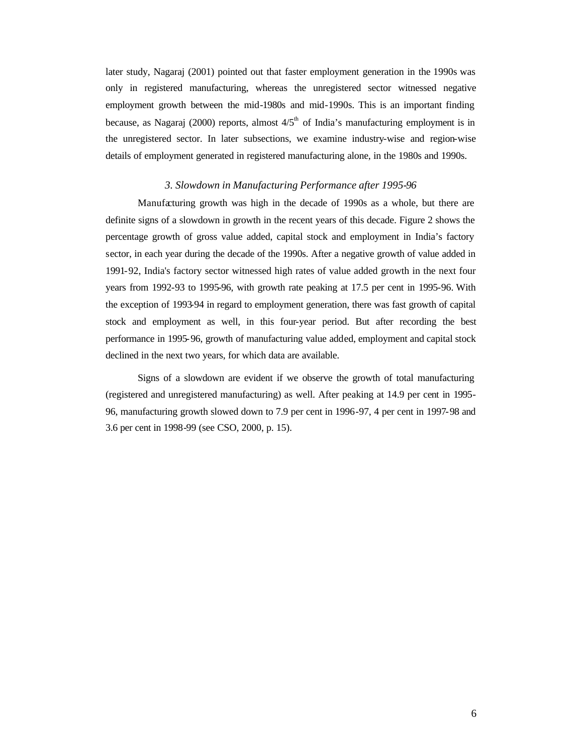later study, Nagaraj (2001) pointed out that faster employment generation in the 1990s was only in registered manufacturing, whereas the unregistered sector witnessed negative employment growth between the mid-1980s and mid-1990s. This is an important finding because, as Nagaraj (2000) reports, almost $4/5^{th}$ of India's manufacturing employment is in the unregistered sector. In later subsections, we examine industry-wise and region-wise details of employment generated in registered manufacturing alone, in the 1980s and 1990s.

### *3. Slowdown in Manufacturing Performance after 1995-96*

Manufacturing growth was high in the decade of 1990s as a whole, but there are definite signs of a slowdown in growth in the recent years of this decade. Figure 2 shows the percentage growth of gross value added, capital stock and employment in India's factory sector, in each year during the decade of the 1990s. After a negative growth of value added in 1991-92, India's factory sector witnessed high rates of value added growth in the next four years from 1992-93 to 1995-96, with growth rate peaking at 17.5 per cent in 1995-96. With the exception of 1993-94 in regard to employment generation, there was fast growth of capital stock and employment as well, in this four-year period. But after recording the best performance in 1995-96, growth of manufacturing value added, employment and capital stock declined in the next two years, for which data are available.

Signs of a slowdown are evident if we observe the growth of total manufacturing (registered and unregistered manufacturing) as well. After peaking at 14.9 per cent in 1995-96, manufacturing growth slowed down to 7.9 per cent in 1996-97, 4 per cent in 1997-98 and 3.6 per cent in 1998-99 (see CSO, 2000, p. 15).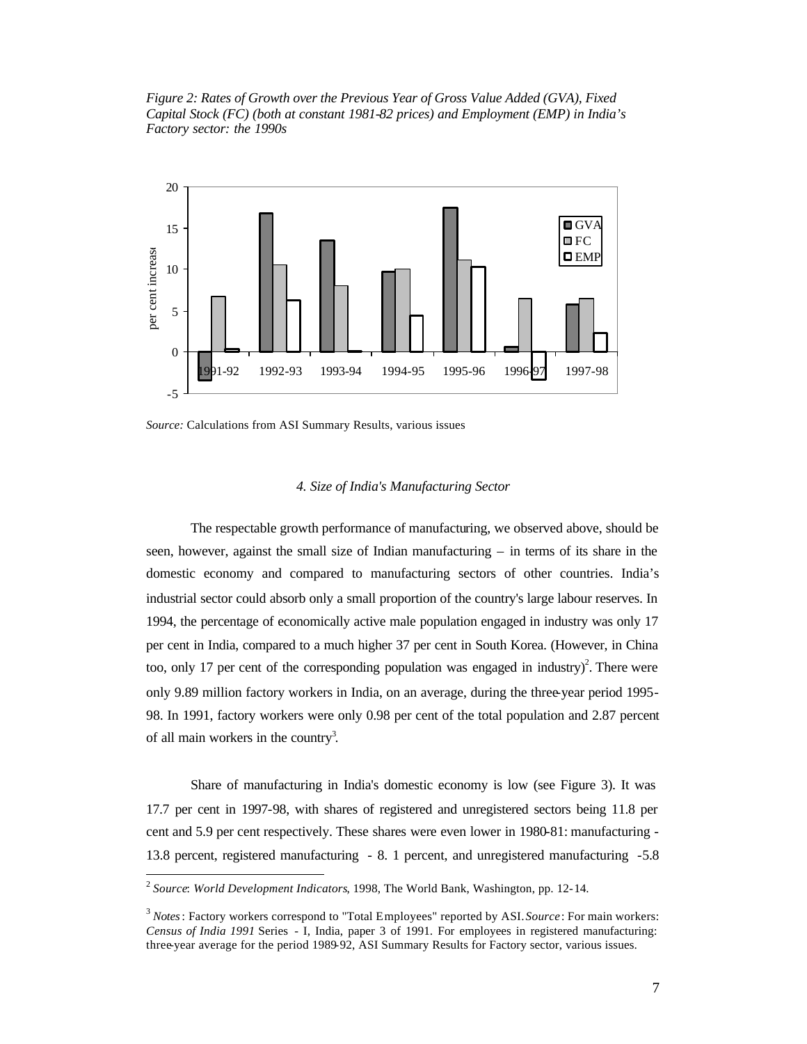*Figure 2: Rates of Growth over the Previous Year of Gross Value Added (GVA), Fixed Capital Stock (FC) (both at constant 1981-82 prices) and Employment (EMP) in India's Factory sector: the 1990s*

*Source:* Calculations from ASI Summary Results, various issues

### *4. Size of India's Manufacturing Sector*

The respectable growth performance of manufacturing, we observed above, should be seen, however, against the small size of Indian manufacturing – in terms of its share in the domestic economy and compared to manufacturing sectors of other countries. India's industrial sector could absorb only a small proportion of the country's large labour reserves. In 1994, the percentage of economically active male population engaged in industry was only 17 per cent in India, compared to a much higher 37 per cent in South Korea. (However, in China too, only 17 per cent of the corresponding population was engaged in industry)[2]. There were only 9.89 million factory workers in India, on an average, during the three-year period 1995-98. In 1991, factory workers were only 0.98 per cent of the total population and 2.87 percent of all main workers in the country[3].

Share of manufacturing in India's domestic economy is low (see Figure 3). It was 17.7 per cent in 1997-98, with shares of registered and unregistered sectors being 11.8 per cent and 5.9 per cent respectively. These shares were even lower in 1980-81: manufacturing - 13.8 percent, registered manufacturing - 8. 1 percent, and unregistered manufacturing -5.8

---

[2] *Source*: *World Development Indicators*, 1998, The World Bank, Washington, pp. 12-14.

[3] *Notes*: Factory workers correspond to "Total Employees" reported by ASI. *Source*: For main workers: *Census of India 1991* Series - I, India, paper 3 of 1991. For employees in registered manufacturing: three-year average for the period 1989-92, ASI Summary Results for Factory sector, various issues.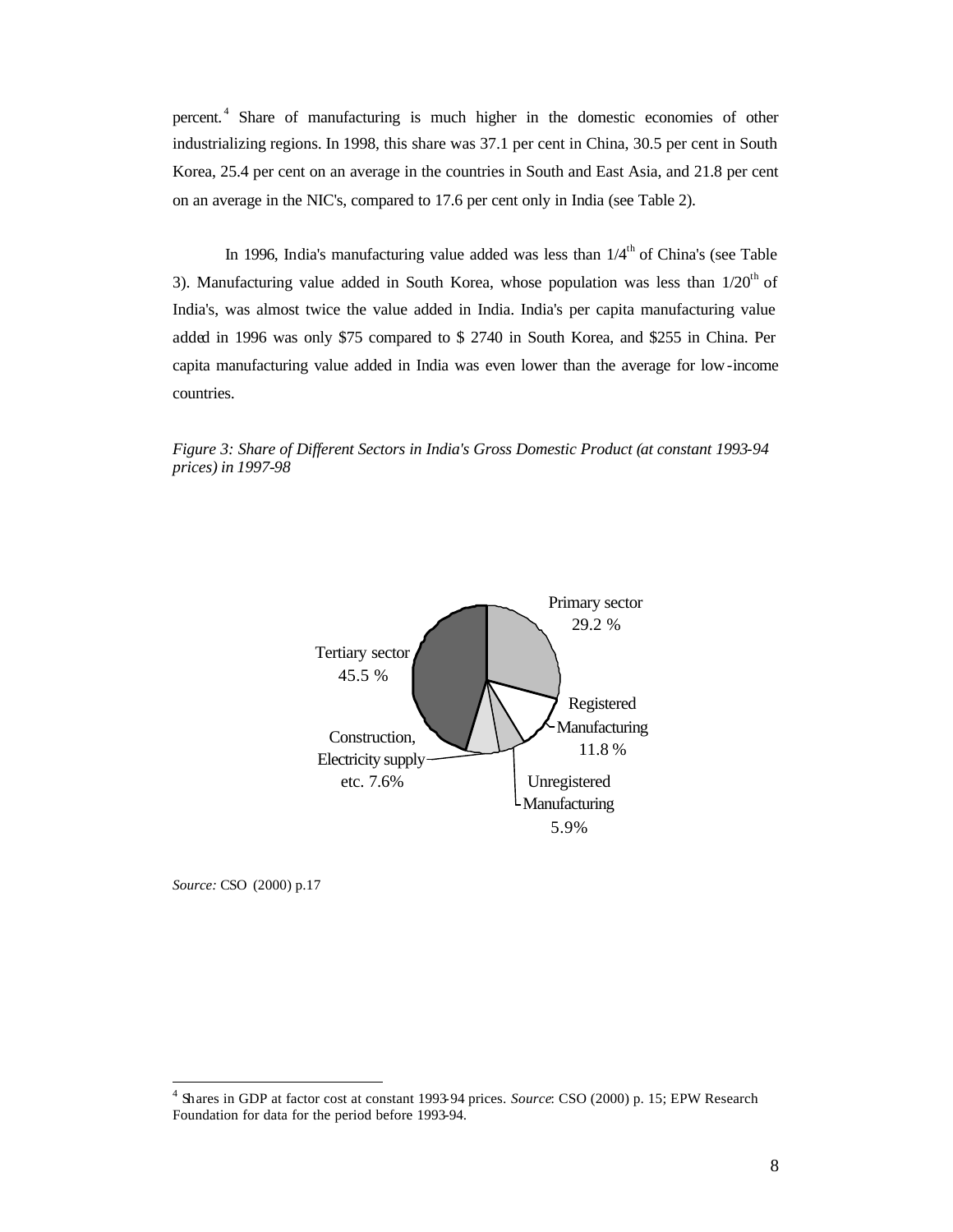percent.[4] Share of manufacturing is much higher in the domestic economies of other industrializing regions. In 1998, this share was 37.1 per cent in China, 30.5 per cent in South Korea, 25.4 per cent on an average in the countries in South and East Asia, and 21.8 per cent on an average in the NIC's, compared to 17.6 per cent only in India (see Table 2).

In 1996, India's manufacturing value added was less than 1/4$^{th}$ of China's (see Table 3). Manufacturing value added in South Korea, whose population was less than 1/20$^{th}$ of India's, was almost twice the value added in India. India's per capita manufacturing value added in 1996 was only $75 compared to $ 2740 in South Korea, and $255 in China. Per capita manufacturing value added in India was even lower than the average for low-income countries.

*Figure 3: Share of Different Sectors in India's Gross Domestic Product (at constant 1993-94 prices) in 1997-98*

Primary sector 29.2 %

Registered Manufacturing 11.8 %

Unregistered Manufacturing 5.9%

Construction, Electricity supply etc. 7.6%

Tertiary sector 45.5 %

*Source:* CSO (2000) p.17

---

[4] Shares in GDP at factor cost at constant 1993-94 prices. *Source*: CSO (2000) p. 15; EPW Research Foundation for data for the period before 1993-94.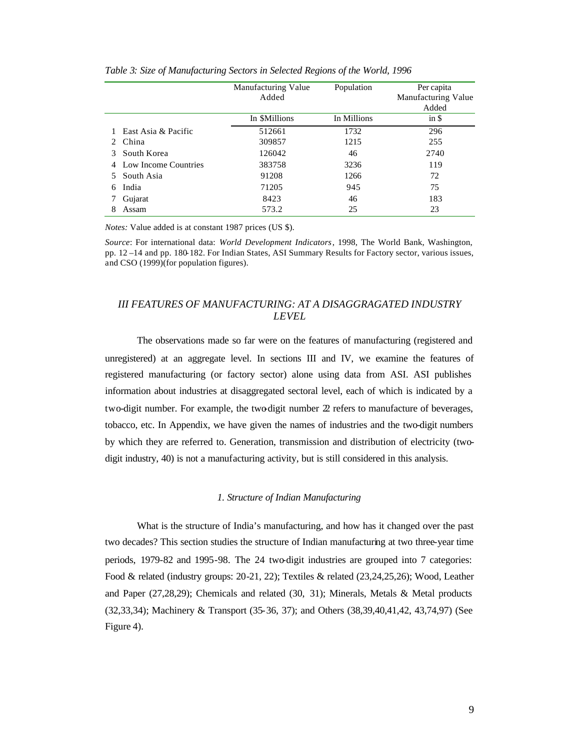*Table 3: Size of Manufacturing Sectors in Selected Regions of the World, 1996*

| | | Manufacturing Value Added | Population | Per capita Manufacturing Value Added |
|---|---|---|---|---|
| | | In $Millions | In Millions | in $ |
| 1 | East Asia & Pacific | 512661 | 1732 | 296 |
| 2 | China | 309857 | 1215 | 255 |
| 3 | South Korea | 126042 | 46 | 2740 |
| 4 | Low Income Countries | 383758 | 3236 | 119 |
| 5 | South Asia | 91208 | 1266 | 72 |
| 6 | India | 71205 | 945 | 75 |
| 7 | Gujarat | 8423 | 46 | 183 |
| 8 | Assam | 573.2 | 25 | 23 |

*Notes:* Value added is at constant 1987 prices (US $).

*Source*: For international data: *World Development Indicators*, 1998, The World Bank, Washington, pp. 12 –14 and pp. 180-182. For Indian States, ASI Summary Results for Factory sector, various issues, and CSO (1999)(for population figures).

## *III FEATURES OF MANUFACTURING: AT A DISAGGRAGATED INDUSTRY LEVEL*

The observations made so far were on the features of manufacturing (registered and unregistered) at an aggregate level. In sections III and IV, we examine the features of registered manufacturing (or factory sector) alone using data from ASI. ASI publishes information about industries at disaggregated sectoral level, each of which is indicated by a two-digit number. For example, the two-digit number 22 refers to manufacture of beverages, tobacco, etc. In Appendix, we have given the names of industries and the two-digit numbers by which they are referred to. Generation, transmission and distribution of electricity (two-digit industry, 40) is not a manufacturing activity, but is still considered in this analysis.

### *1. Structure of Indian Manufacturing*

What is the structure of India's manufacturing, and how has it changed over the past two decades? This section studies the structure of Indian manufacturing at two three-year time periods, 1979-82 and 1995-98. The 24 two-digit industries are grouped into 7 categories: Food & related (industry groups: 20-21, 22); Textiles & related (23,24,25,26); Wood, Leather and Paper (27,28,29); Chemicals and related (30, 31); Minerals, Metals & Metal products (32,33,34); Machinery & Transport (35-36, 37); and Others (38,39,40,41,42, 43,74,97) (See Figure 4).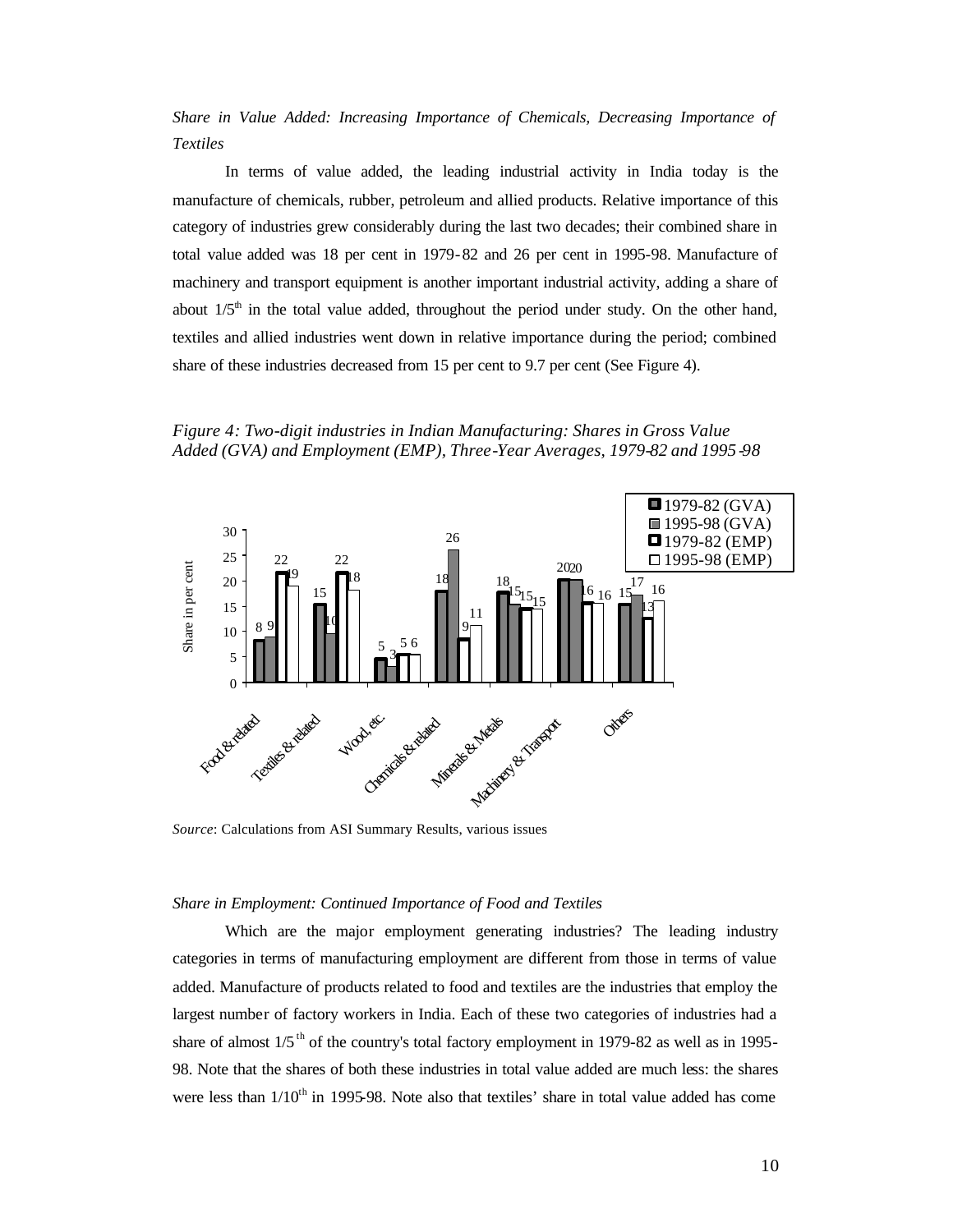*Share in Value Added: Increasing Importance of Chemicals, Decreasing Importance of Textiles*

In terms of value added, the leading industrial activity in India today is the manufacture of chemicals, rubber, petroleum and allied products. Relative importance of this category of industries grew considerably during the last two decades; their combined share in total value added was 18 per cent in 1979-82 and 26 per cent in 1995-98. Manufacture of machinery and transport equipment is another important industrial activity, adding a share of about 1/5th in the total value added, throughout the period under study. On the other hand, textiles and allied industries went down in relative importance during the period; combined share of these industries decreased from 15 per cent to 9.7 per cent (See Figure 4).

*Figure 4: Two-digit industries in Indian Manufacturing: Shares in Gross Value Added (GVA) and Employment (EMP), Three-Year Averages, 1979-82 and 1995-98*

| Industry | 1979-82 (GVA) | 1995-98 (GVA) | 1979-82 (EMP) | 1995-98 (EMP) |
|---|---|---|---|---|
| Food & related | 8 | 9 | 22 | 19 |
| Textiles & related | 15 | 10 | 22 | 18 |
| Wood, etc. | 5 | 3 | 5 | 6 |
| Chemicals & related | 18 | 26 | 9 | 11 |
| Minerals & Metals | 18 | 15 | 15 | 15 |
| Machinery & Transport | 20 | 20 | 16 | 16 |
| Others | 15 | 17 | 13 | 16 |

*Source*: Calculations from ASI Summary Results, various issues

*Share in Employment: Continued Importance of Food and Textiles*

Which are the major employment generating industries? The leading industry categories in terms of manufacturing employment are different from those in terms of value added. Manufacture of products related to food and textiles are the industries that employ the largest number of factory workers in India. Each of these two categories of industries had a share of almost 1/5th of the country's total factory employment in 1979-82 as well as in 1995-98. Note that the shares of both these industries in total value added are much less: the shares were less than 1/10th in 1995-98. Note also that textiles' share in total value added has come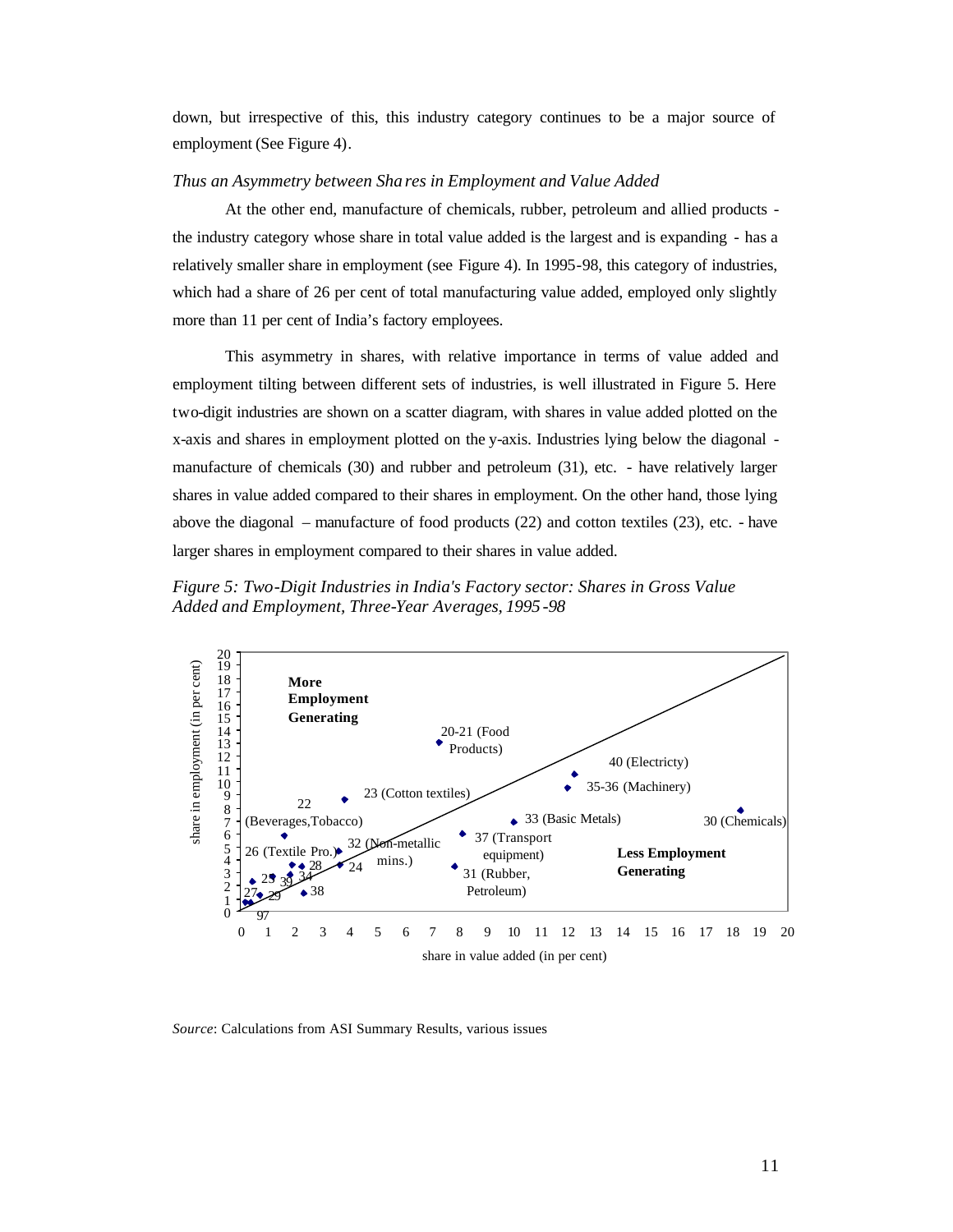down, but irrespective of this, this industry category continues to be a major source of employment (See Figure 4).

*Thus an Asymmetry between Shares in Employment and Value Added*

At the other end, manufacture of chemicals, rubber, petroleum and allied products - the industry category whose share in total value added is the largest and is expanding - has a relatively smaller share in employment (see Figure 4). In 1995-98, this category of industries, which had a share of 26 per cent of total manufacturing value added, employed only slightly more than 11 per cent of India's factory employees.

This asymmetry in shares, with relative importance in terms of value added and employment tilting between different sets of industries, is well illustrated in Figure 5. Here two-digit industries are shown on a scatter diagram, with shares in value added plotted on the x-axis and shares in employment plotted on the y-axis. Industries lying below the diagonal - manufacture of chemicals (30) and rubber and petroleum (31), etc. - have relatively larger shares in value added compared to their shares in employment. On the other hand, those lying above the diagonal – manufacture of food products (22) and cotton textiles (23), etc. - have larger shares in employment compared to their shares in value added.

*Figure 5: Two-Digit Industries in India's Factory sector: Shares in Gross Value Added and Employment, Three-Year Averages, 1995-98*

*Source*: Calculations from ASI Summary Results, various issues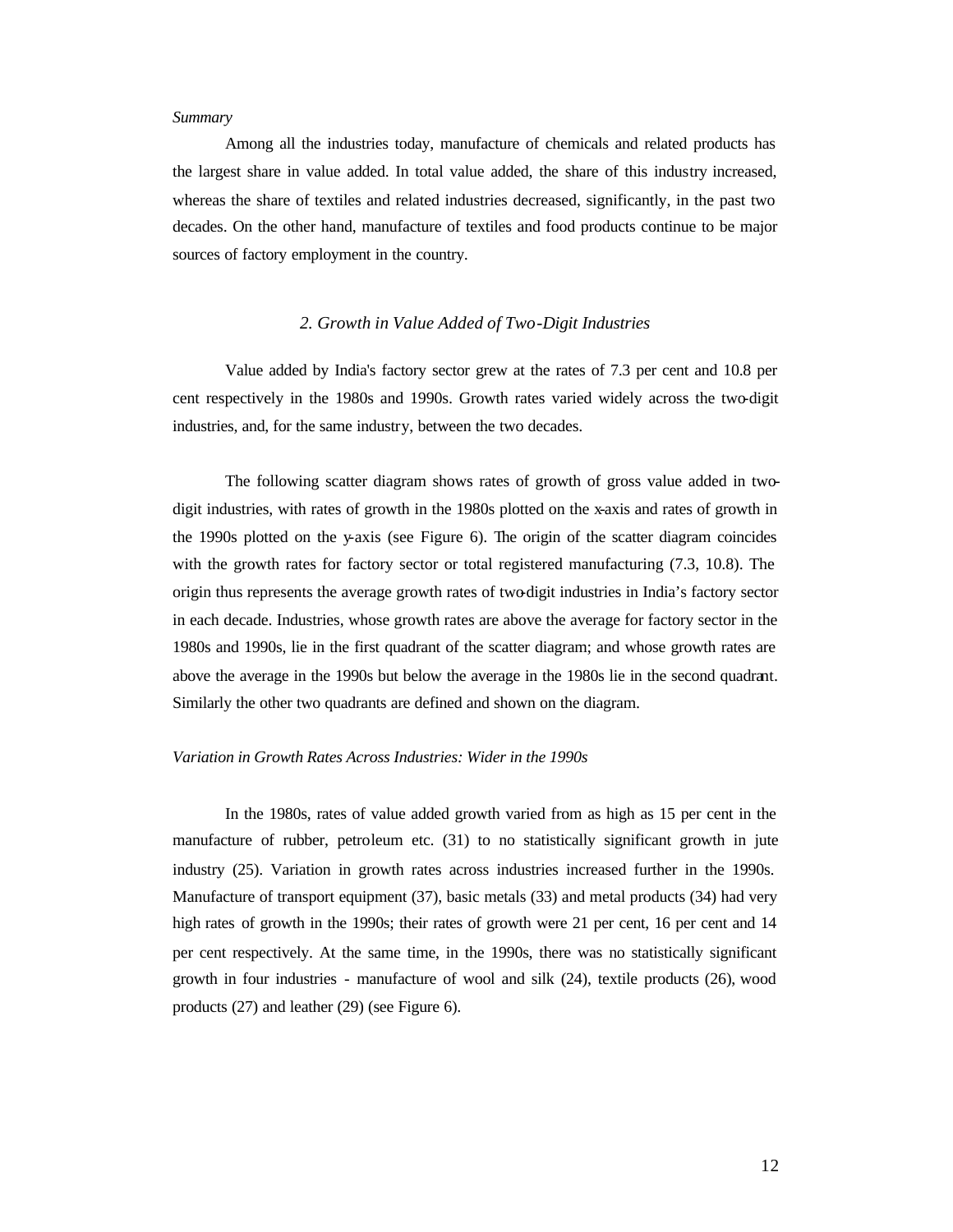*Summary*

Among all the industries today, manufacture of chemicals and related products has the largest share in value added. In total value added, the share of this industry increased, whereas the share of textiles and related industries decreased, significantly, in the past two decades. On the other hand, manufacture of textiles and food products continue to be major sources of factory employment in the country.

## *2. Growth in Value Added of Two-Digit Industries*

Value added by India's factory sector grew at the rates of 7.3 per cent and 10.8 per cent respectively in the 1980s and 1990s. Growth rates varied widely across the two-digit industries, and, for the same industry, between the two decades.

The following scatter diagram shows rates of growth of gross value added in two-digit industries, with rates of growth in the 1980s plotted on the x-axis and rates of growth in the 1990s plotted on the y-axis (see Figure 6). The origin of the scatter diagram coincides with the growth rates for factory sector or total registered manufacturing (7.3, 10.8). The origin thus represents the average growth rates of two-digit industries in India's factory sector in each decade. Industries, whose growth rates are above the average for factory sector in the 1980s and 1990s, lie in the first quadrant of the scatter diagram; and whose growth rates are above the average in the 1990s but below the average in the 1980s lie in the second quadrant. Similarly the other two quadrants are defined and shown on the diagram.

*Variation in Growth Rates Across Industries: Wider in the 1990s*

In the 1980s, rates of value added growth varied from as high as 15 per cent in the manufacture of rubber, petroleum etc. (31) to no statistically significant growth in jute industry (25). Variation in growth rates across industries increased further in the 1990s. Manufacture of transport equipment (37), basic metals (33) and metal products (34) had very high rates of growth in the 1990s; their rates of growth were 21 per cent, 16 per cent and 14 per cent respectively. At the same time, in the 1990s, there was no statistically significant growth in four industries - manufacture of wool and silk (24), textile products (26), wood products (27) and leather (29) (see Figure 6).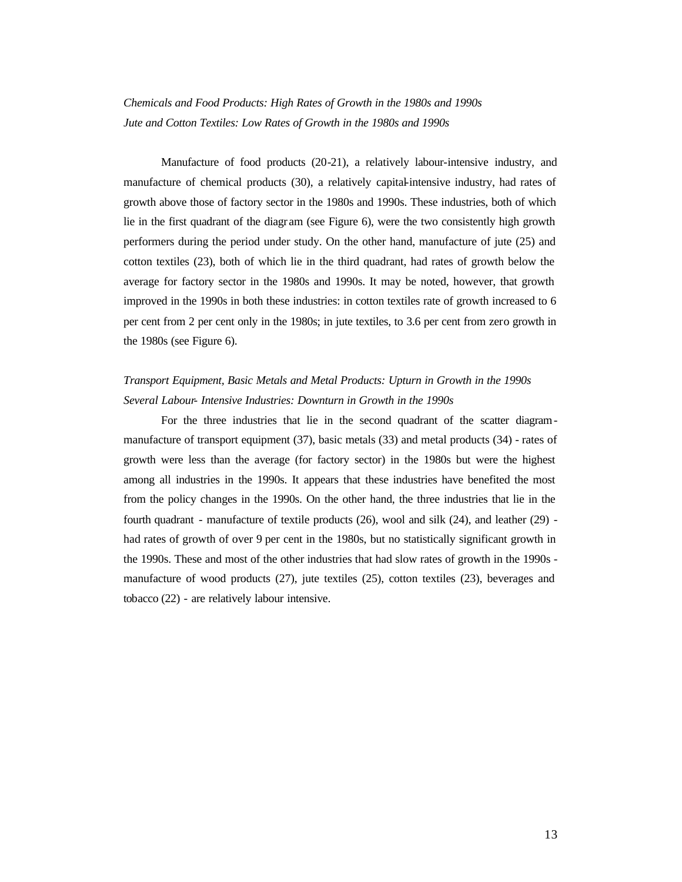*Chemicals and Food Products: High Rates of Growth in the 1980s and 1990s*
*Jute and Cotton Textiles: Low Rates of Growth in the 1980s and 1990s*

Manufacture of food products (20-21), a relatively labour-intensive industry, and manufacture of chemical products (30), a relatively capital-intensive industry, had rates of growth above those of factory sector in the 1980s and 1990s. These industries, both of which lie in the first quadrant of the diagram (see Figure 6), were the two consistently high growth performers during the period under study. On the other hand, manufacture of jute (25) and cotton textiles (23), both of which lie in the third quadrant, had rates of growth below the average for factory sector in the 1980s and 1990s. It may be noted, however, that growth improved in the 1990s in both these industries: in cotton textiles rate of growth increased to 6 per cent from 2 per cent only in the 1980s; in jute textiles, to 3.6 per cent from zero growth in the 1980s (see Figure 6).

*Transport Equipment, Basic Metals and Metal Products: Upturn in Growth in the 1990s*
*Several Labour- Intensive Industries: Downturn in Growth in the 1990s*

For the three industries that lie in the second quadrant of the scatter diagram - manufacture of transport equipment (37), basic metals (33) and metal products (34) - rates of growth were less than the average (for factory sector) in the 1980s but were the highest among all industries in the 1990s. It appears that these industries have benefited the most from the policy changes in the 1990s. On the other hand, the three industries that lie in the fourth quadrant - manufacture of textile products (26), wool and silk (24), and leather (29) - had rates of growth of over 9 per cent in the 1980s, but no statistically significant growth in the 1990s. These and most of the other industries that had slow rates of growth in the 1990s - manufacture of wood products (27), jute textiles (25), cotton textiles (23), beverages and tobacco (22) - are relatively labour intensive.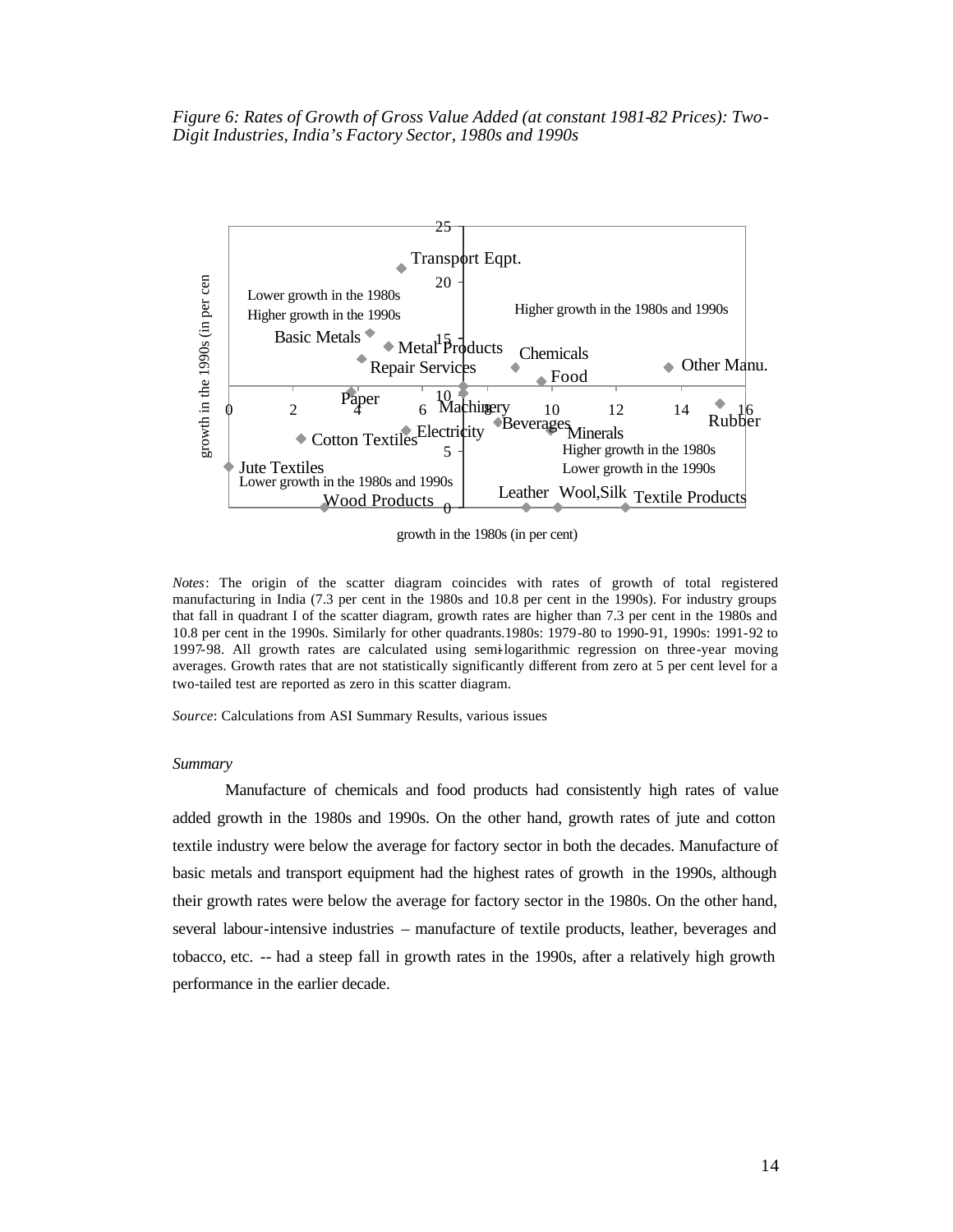*Figure 6: Rates of Growth of Gross Value Added (at constant 1981-82 Prices): Two-Digit Industries, India's Factory Sector, 1980s and 1990s*

*Notes*: The origin of the scatter diagram coincides with rates of growth of total registered manufacturing in India (7.3 per cent in the 1980s and 10.8 per cent in the 1990s). For industry groups that fall in quadrant I of the scatter diagram, growth rates are higher than 7.3 per cent in the 1980s and 10.8 per cent in the 1990s. Similarly for other quadrants.1980s: 1979-80 to 1990-91, 1990s: 1991-92 to 1997-98. All growth rates are calculated using semi-logarithmic regression on three-year moving averages. Growth rates that are not statistically significantly different from zero at 5 per cent level for a two-tailed test are reported as zero in this scatter diagram.

*Source*: Calculations from ASI Summary Results, various issues

*Summary*

Manufacture of chemicals and food products had consistently high rates of value added growth in the 1980s and 1990s. On the other hand, growth rates of jute and cotton textile industry were below the average for factory sector in both the decades. Manufacture of basic metals and transport equipment had the highest rates of growth in the 1990s, although their growth rates were below the average for factory sector in the 1980s. On the other hand, several labour-intensive industries – manufacture of textile products, leather, beverages and tobacco, etc. -- had a steep fall in growth rates in the 1990s, after a relatively high growth performance in the earlier decade.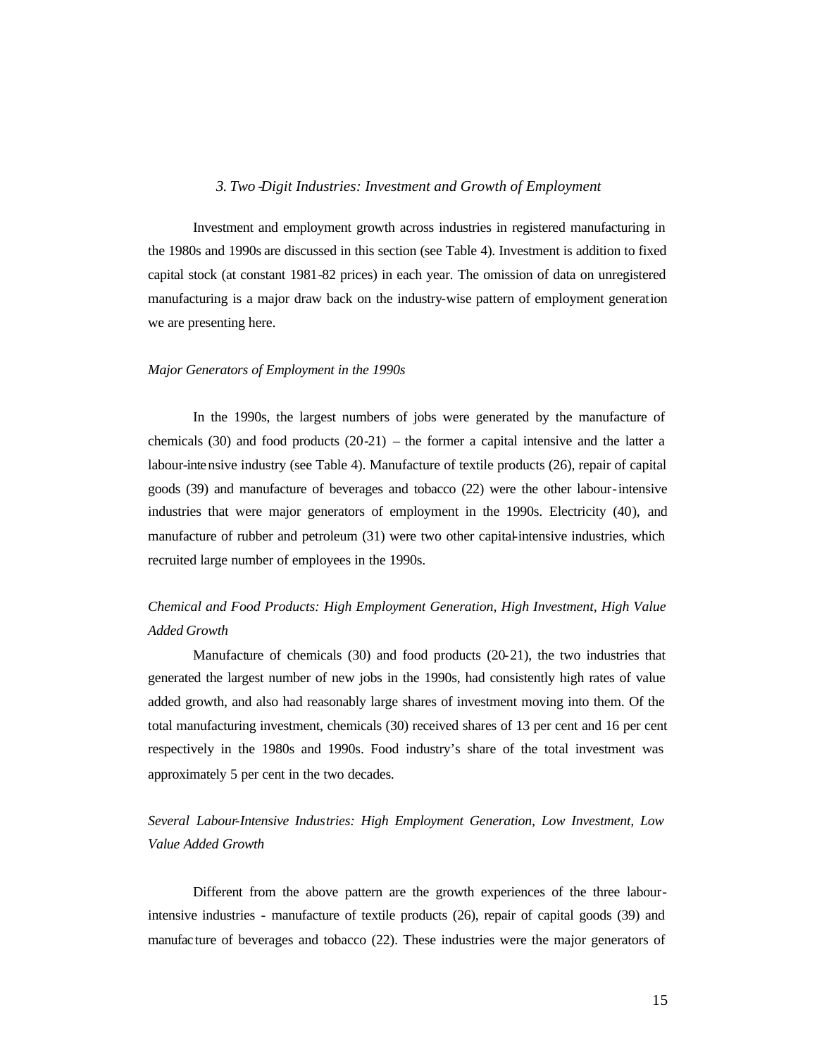### *3. Two-Digit Industries: Investment and Growth of Employment*

Investment and employment growth across industries in registered manufacturing in the 1980s and 1990s are discussed in this section (see Table 4). Investment is addition to fixed capital stock (at constant 1981-82 prices) in each year. The omission of data on unregistered manufacturing is a major draw back on the industry-wise pattern of employment generation we are presenting here.

*Major Generators of Employment in the 1990s*

In the 1990s, the largest numbers of jobs were generated by the manufacture of chemicals (30) and food products (20-21) – the former a capital intensive and the latter a labour-intensive industry (see Table 4). Manufacture of textile products (26), repair of capital goods (39) and manufacture of beverages and tobacco (22) were the other labour-intensive industries that were major generators of employment in the 1990s. Electricity (40), and manufacture of rubber and petroleum (31) were two other capital-intensive industries, which recruited large number of employees in the 1990s.

*Chemical and Food Products: High Employment Generation, High Investment, High Value Added Growth*

Manufacture of chemicals (30) and food products (20-21), the two industries that generated the largest number of new jobs in the 1990s, had consistently high rates of value added growth, and also had reasonably large shares of investment moving into them. Of the total manufacturing investment, chemicals (30) received shares of 13 per cent and 16 per cent respectively in the 1980s and 1990s. Food industry's share of the total investment was approximately 5 per cent in the two decades.

*Several Labour-Intensive Industries: High Employment Generation, Low Investment, Low Value Added Growth*

Different from the above pattern are the growth experiences of the three labour-intensive industries - manufacture of textile products (26), repair of capital goods (39) and manufacture of beverages and tobacco (22). These industries were the major generators of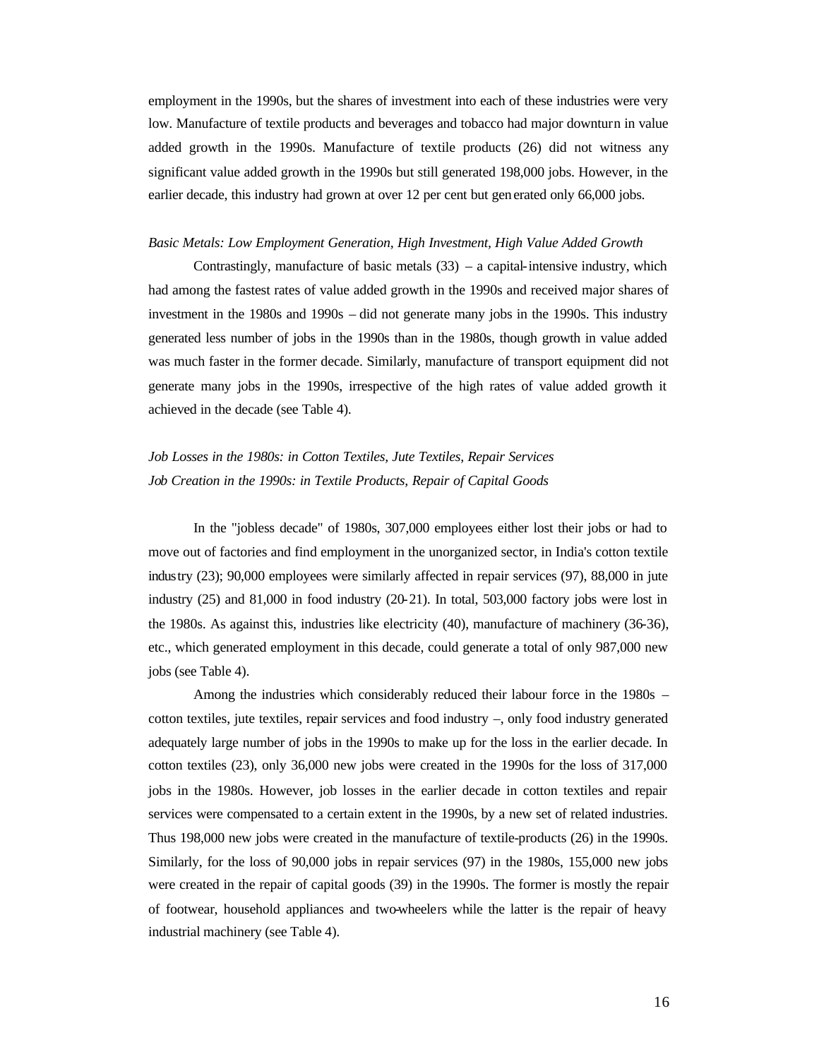employment in the 1990s, but the shares of investment into each of these industries were very low. Manufacture of textile products and beverages and tobacco had major downturn in value added growth in the 1990s. Manufacture of textile products (26) did not witness any significant value added growth in the 1990s but still generated 198,000 jobs. However, in the earlier decade, this industry had grown at over 12 per cent but generated only 66,000 jobs.

*Basic Metals: Low Employment Generation, High Investment, High Value Added Growth*

Contrastingly, manufacture of basic metals (33) – a capital-intensive industry, which had among the fastest rates of value added growth in the 1990s and received major shares of investment in the 1980s and 1990s – did not generate many jobs in the 1990s. This industry generated less number of jobs in the 1990s than in the 1980s, though growth in value added was much faster in the former decade. Similarly, manufacture of transport equipment did not generate many jobs in the 1990s, irrespective of the high rates of value added growth it achieved in the decade (see Table 4).

*Job Losses in the 1980s: in Cotton Textiles, Jute Textiles, Repair Services*
*Job Creation in the 1990s: in Textile Products, Repair of Capital Goods*

In the "jobless decade" of 1980s, 307,000 employees either lost their jobs or had to move out of factories and find employment in the unorganized sector, in India's cotton textile industry (23); 90,000 employees were similarly affected in repair services (97), 88,000 in jute industry (25) and 81,000 in food industry (20-21). In total, 503,000 factory jobs were lost in the 1980s. As against this, industries like electricity (40), manufacture of machinery (36-36), etc., which generated employment in this decade, could generate a total of only 987,000 new jobs (see Table 4).

Among the industries which considerably reduced their labour force in the 1980s – cotton textiles, jute textiles, repair services and food industry –, only food industry generated adequately large number of jobs in the 1990s to make up for the loss in the earlier decade. In cotton textiles (23), only 36,000 new jobs were created in the 1990s for the loss of 317,000 jobs in the 1980s. However, job losses in the earlier decade in cotton textiles and repair services were compensated to a certain extent in the 1990s, by a new set of related industries. Thus 198,000 new jobs were created in the manufacture of textile-products (26) in the 1990s. Similarly, for the loss of 90,000 jobs in repair services (97) in the 1980s, 155,000 new jobs were created in the repair of capital goods (39) in the 1990s. The former is mostly the repair of footwear, household appliances and two-wheelers while the latter is the repair of heavy industrial machinery (see Table 4).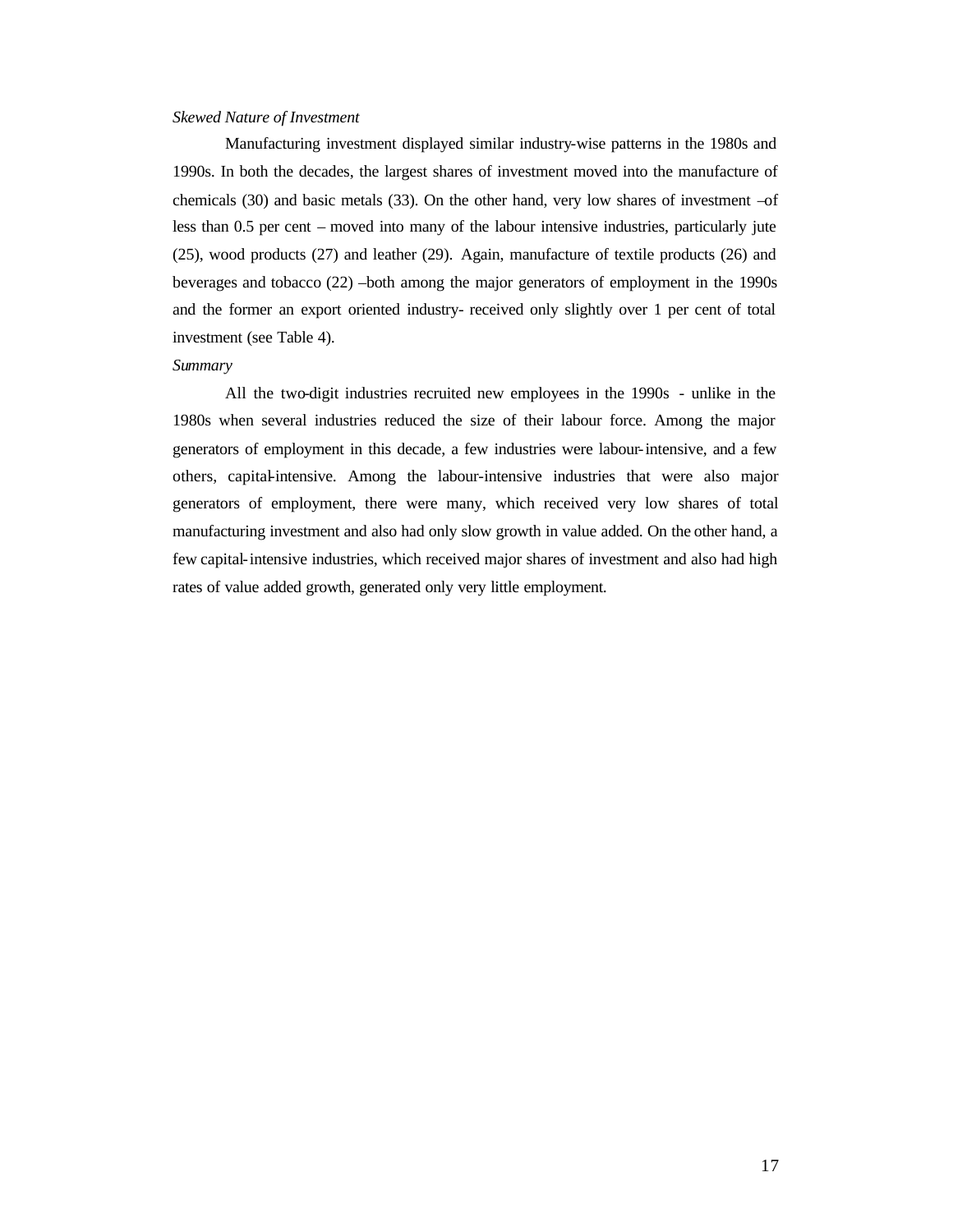*Skewed Nature of Investment*

Manufacturing investment displayed similar industry-wise patterns in the 1980s and 1990s. In both the decades, the largest shares of investment moved into the manufacture of chemicals (30) and basic metals (33). On the other hand, very low shares of investment –of less than 0.5 per cent – moved into many of the labour intensive industries, particularly jute (25), wood products (27) and leather (29). Again, manufacture of textile products (26) and beverages and tobacco (22) –both among the major generators of employment in the 1990s and the former an export oriented industry- received only slightly over 1 per cent of total investment (see Table 4).

*Summary*

All the two-digit industries recruited new employees in the 1990s - unlike in the 1980s when several industries reduced the size of their labour force. Among the major generators of employment in this decade, a few industries were labour-intensive, and a few others, capital-intensive. Among the labour-intensive industries that were also major generators of employment, there were many, which received very low shares of total manufacturing investment and also had only slow growth in value added. On the other hand, a few capital-intensive industries, which received major shares of investment and also had high rates of value added growth, generated only very little employment.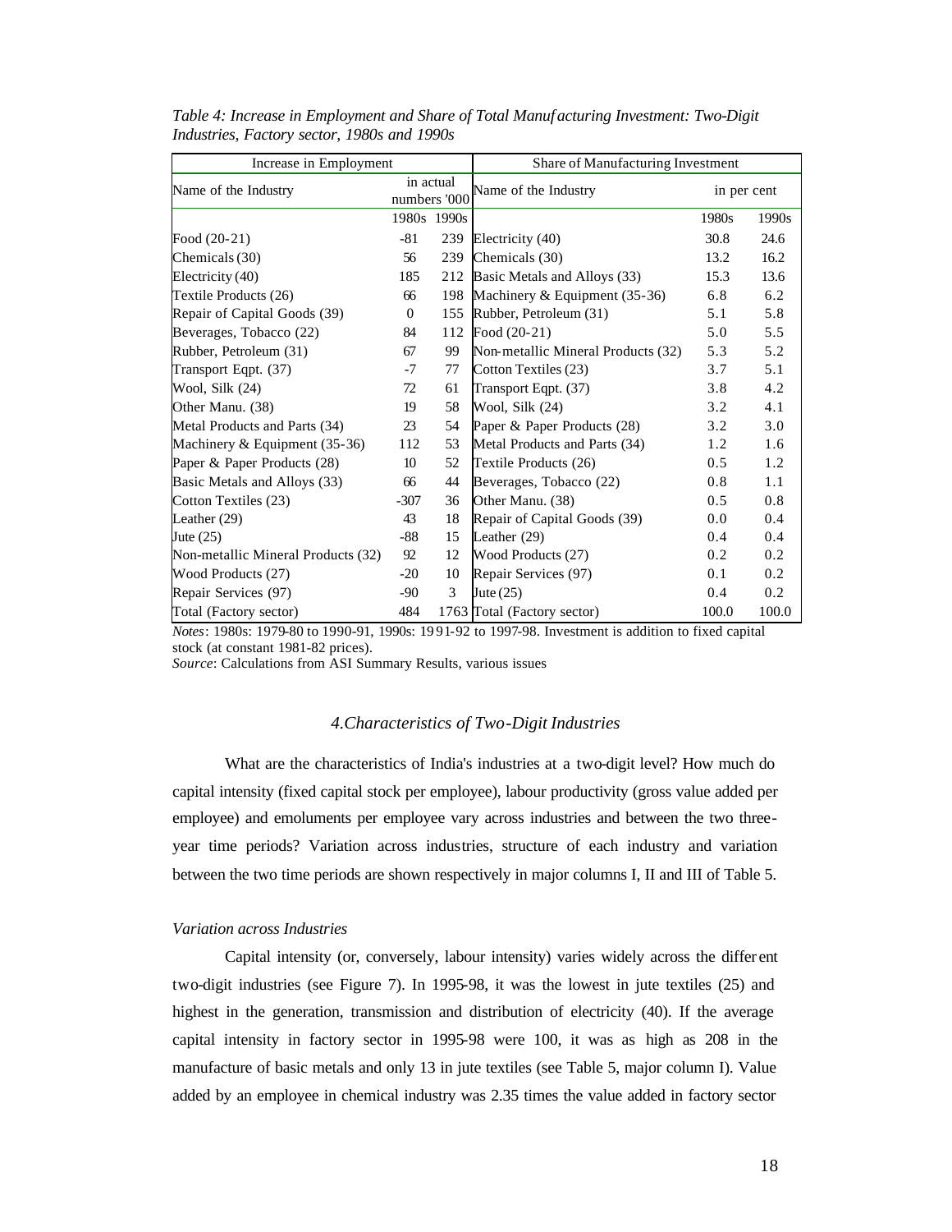*Table 4: Increase in Employment and Share of Total Manufacturing Investment: Two-Digit Industries, Factory sector, 1980s and 1990s*

| Increase in Employment | | | Share of Manufacturing Investment | | |
|---|---|---|---|---|---|
| Name of the Industry | in actual numbers '000 | | Name of the Industry | in per cent | |
| | 1980s | 1990s | | 1980s | 1990s |
| Food (20-21) | -81 | 239 | Electricity (40) | 30.8 | 24.6 |
| Chemicals (30) | 56 | 239 | Chemicals (30) | 13.2 | 16.2 |
| Electricity (40) | 185 | 212 | Basic Metals and Alloys (33) | 15.3 | 13.6 |
| Textile Products (26) | 66 | 198 | Machinery & Equipment (35-36) | 6.8 | 6.2 |
| Repair of Capital Goods (39) | 0 | 155 | Rubber, Petroleum (31) | 5.1 | 5.8 |
| Beverages, Tobacco (22) | 84 | 112 | Food (20-21) | 5.0 | 5.5 |
| Rubber, Petroleum (31) | 67 | 99 | Non-metallic Mineral Products (32) | 5.3 | 5.2 |
| Transport Eqpt. (37) | -7 | 77 | Cotton Textiles (23) | 3.7 | 5.1 |
| Wool, Silk (24) | 72 | 61 | Transport Eqpt. (37) | 3.8 | 4.2 |
| Other Manu. (38) | 19 | 58 | Wool, Silk (24) | 3.2 | 4.1 |
| Metal Products and Parts (34) | 23 | 54 | Paper & Paper Products (28) | 3.2 | 3.0 |
| Machinery & Equipment (35-36) | 112 | 53 | Metal Products and Parts (34) | 1.2 | 1.6 |
| Paper & Paper Products (28) | 10 | 52 | Textile Products (26) | 0.5 | 1.2 |
| Basic Metals and Alloys (33) | 66 | 44 | Beverages, Tobacco (22) | 0.8 | 1.1 |
| Cotton Textiles (23) | -307 | 36 | Other Manu. (38) | 0.5 | 0.8 |
| Leather (29) | 43 | 18 | Repair of Capital Goods (39) | 0.0 | 0.4 |
| Jute (25) | -88 | 15 | Leather (29) | 0.4 | 0.4 |
| Non-metallic Mineral Products (32) | 92 | 12 | Wood Products (27) | 0.2 | 0.2 |
| Wood Products (27) | -20 | 10 | Repair Services (97) | 0.1 | 0.2 |
| Repair Services (97) | -90 | 3 | Jute (25) | 0.4 | 0.2 |
| Total (Factory sector) | 484 | 1763 | Total (Factory sector) | 100.0 | 100.0 |

*Notes*: 1980s: 1979-80 to 1990-91, 1990s: 1991-92 to 1997-98. Investment is addition to fixed capital stock (at constant 1981-82 prices).
*Source*: Calculations from ASI Summary Results, various issues

### *4.Characteristics of Two-Digit Industries*

What are the characteristics of India's industries at a two-digit level? How much do capital intensity (fixed capital stock per employee), labour productivity (gross value added per employee) and emoluments per employee vary across industries and between the two three-year time periods? Variation across industries, structure of each industry and variation between the two time periods are shown respectively in major columns I, II and III of Table 5.

*Variation across Industries*

Capital intensity (or, conversely, labour intensity) varies widely across the different two-digit industries (see Figure 7). In 1995-98, it was the lowest in jute textiles (25) and highest in the generation, transmission and distribution of electricity (40). If the average capital intensity in factory sector in 1995-98 were 100, it was as high as 208 in the manufacture of basic metals and only 13 in jute textiles (see Table 5, major column I). Value added by an employee in chemical industry was 2.35 times the value added in factory sector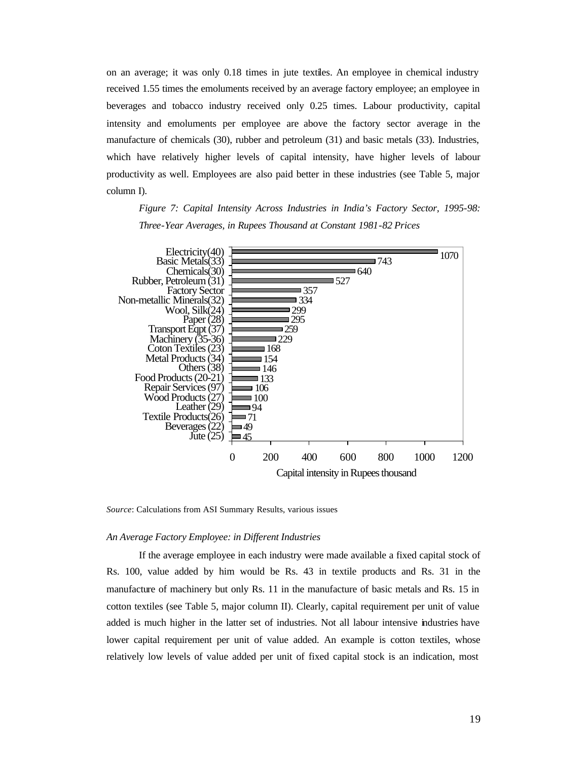on an average; it was only 0.18 times in jute textiles. An employee in chemical industry received 1.55 times the emoluments received by an average factory employee; an employee in beverages and tobacco industry received only 0.25 times. Labour productivity, capital intensity and emoluments per employee are above the factory sector average in the manufacture of chemicals (30), rubber and petroleum (31) and basic metals (33). Industries, which have relatively higher levels of capital intensity, have higher levels of labour productivity as well. Employees are also paid better in these industries (see Table 5, major column I).

*Figure 7: Capital Intensity Across Industries in India's Factory Sector, 1995-98: Three-Year Averages, in Rupees Thousand at Constant 1981-82 Prices*

| Industry | Capital intensity in Rupees thousand |
|---|---|
| Electricity(40) | 1070 |
| Basic Metals(33) | 743 |
| Chemicals(30) | 640 |
| Rubber, Petroleum (31) | 527 |
| Factory Sector | 357 |
| Non-metallic Minerals(32) | 334 |
| Wool, Silk(24) | 299 |
| Paper (28) | 295 |
| Transport Eqpt (37) | 259 |
| Machinery (35-36) | 229 |
| Coton Textiles (23) | 168 |
| Metal Products (34) | 154 |
| Others (38) | 146 |
| Food Products (20-21) | 133 |
| Repair Services (97) | 106 |
| Wood Products (27) | 100 |
| Leather (29) | 94 |
| Textile Products(26) | 71 |
| Beverages (22) | 49 |
| Jute (25) | 45 |

*Source*: Calculations from ASI Summary Results, various issues

*An Average Factory Employee: in Different Industries*

If the average employee in each industry were made available a fixed capital stock of Rs. 100, value added by him would be Rs. 43 in textile products and Rs. 31 in the manufacture of machinery but only Rs. 11 in the manufacture of basic metals and Rs. 15 in cotton textiles (see Table 5, major column II). Clearly, capital requirement per unit of value added is much higher in the latter set of industries. Not all labour intensive industries have lower capital requirement per unit of value added. An example is cotton textiles, whose relatively low levels of value added per unit of fixed capital stock is an indication, most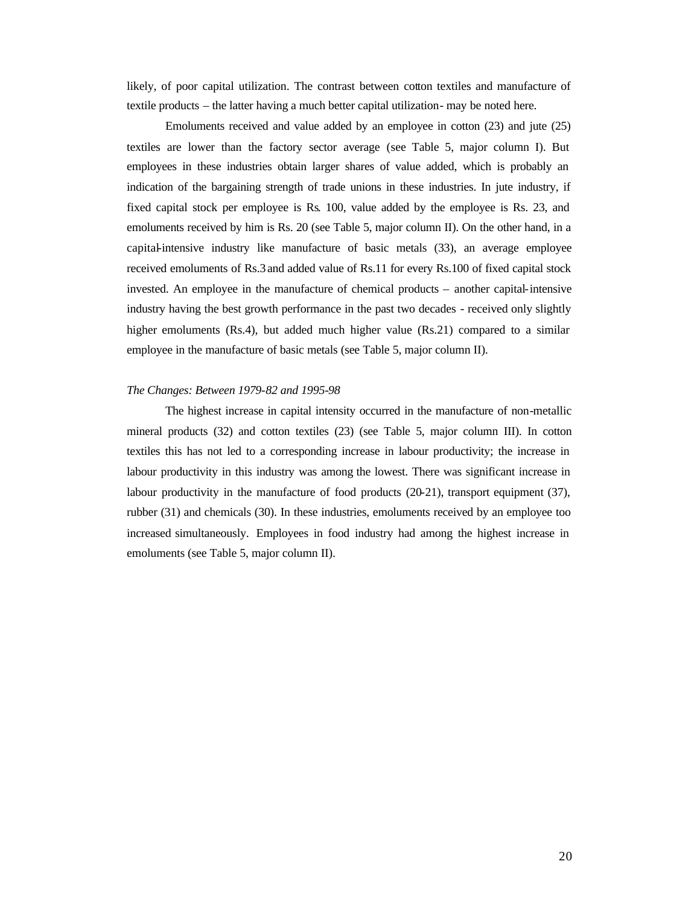likely, of poor capital utilization. The contrast between cotton textiles and manufacture of textile products – the latter having a much better capital utilization- may be noted here.

Emoluments received and value added by an employee in cotton (23) and jute (25) textiles are lower than the factory sector average (see Table 5, major column I). But employees in these industries obtain larger shares of value added, which is probably an indication of the bargaining strength of trade unions in these industries. In jute industry, if fixed capital stock per employee is Rs. 100, value added by the employee is Rs. 23, and emoluments received by him is Rs. 20 (see Table 5, major column II). On the other hand, in a capital-intensive industry like manufacture of basic metals (33), an average employee received emoluments of Rs.3 and added value of Rs.11 for every Rs.100 of fixed capital stock invested. An employee in the manufacture of chemical products – another capital-intensive industry having the best growth performance in the past two decades - received only slightly higher emoluments (Rs.4), but added much higher value (Rs.21) compared to a similar employee in the manufacture of basic metals (see Table 5, major column II).

*The Changes: Between 1979-82 and 1995-98*

The highest increase in capital intensity occurred in the manufacture of non-metallic mineral products (32) and cotton textiles (23) (see Table 5, major column III). In cotton textiles this has not led to a corresponding increase in labour productivity; the increase in labour productivity in this industry was among the lowest. There was significant increase in labour productivity in the manufacture of food products (20-21), transport equipment (37), rubber (31) and chemicals (30). In these industries, emoluments received by an employee too increased simultaneously. Employees in food industry had among the highest increase in emoluments (see Table 5, major column II).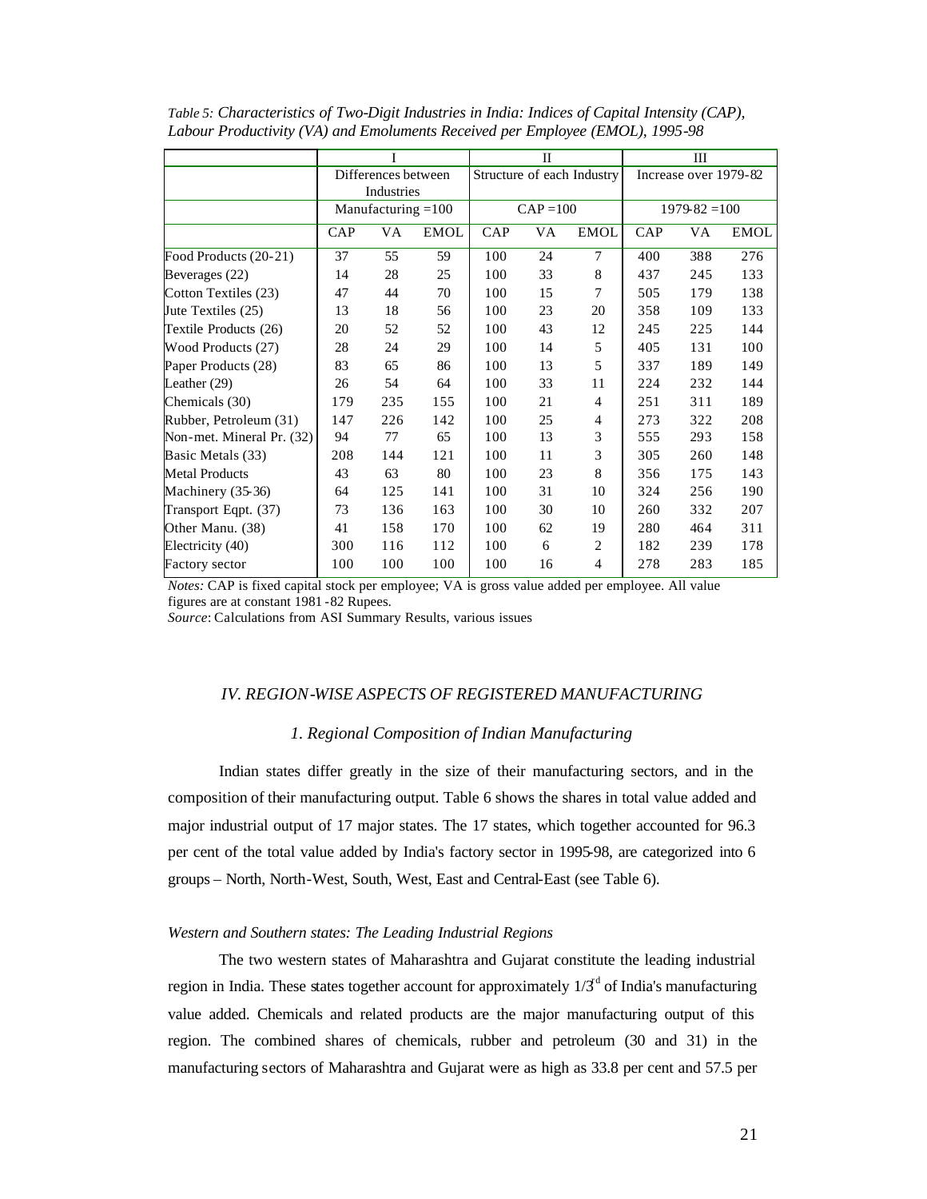*Table 5: Characteristics of Two-Digit Industries in India: Indices of Capital Intensity (CAP), Labour Productivity (VA) and Emoluments Received per Employee (EMOL), 1995-98*

| | I | | | II | | | III | | |
|---|---|---|---|---|---|---|---|---|---|
| | Differences between Industries | | | Structure of each Industry | | | Increase over 1979-82 | | |
| | Manufacturing =100 | | | CAP =100 | | | 1979-82 =100 | | |
| | CAP | VA | EMOL | CAP | VA | EMOL | CAP | VA | EMOL |
| Food Products (20-21) | 37 | 55 | 59 | 100 | 24 | 7 | 400 | 388 | 276 |
| Beverages (22) | 14 | 28 | 25 | 100 | 33 | 8 | 437 | 245 | 133 |
| Cotton Textiles (23) | 47 | 44 | 70 | 100 | 15 | 7 | 505 | 179 | 138 |
| Jute Textiles (25) | 13 | 18 | 56 | 100 | 23 | 20 | 358 | 109 | 133 |
| Textile Products (26) | 20 | 52 | 52 | 100 | 43 | 12 | 245 | 225 | 144 |
| Wood Products (27) | 28 | 24 | 29 | 100 | 14 | 5 | 405 | 131 | 100 |
| Paper Products (28) | 83 | 65 | 86 | 100 | 13 | 5 | 337 | 189 | 149 |
| Leather (29) | 26 | 54 | 64 | 100 | 33 | 11 | 224 | 232 | 144 |
| Chemicals (30) | 179 | 235 | 155 | 100 | 21 | 4 | 251 | 311 | 189 |
| Rubber, Petroleum (31) | 147 | 226 | 142 | 100 | 25 | 4 | 273 | 322 | 208 |
| Non-met. Mineral Pr. (32) | 94 | 77 | 65 | 100 | 13 | 3 | 555 | 293 | 158 |
| Basic Metals (33) | 208 | 144 | 121 | 100 | 11 | 3 | 305 | 260 | 148 |
| Metal Products | 43 | 63 | 80 | 100 | 23 | 8 | 356 | 175 | 143 |
| Machinery (35-36) | 64 | 125 | 141 | 100 | 31 | 10 | 324 | 256 | 190 |
| Transport Eqpt. (37) | 73 | 136 | 163 | 100 | 30 | 10 | 260 | 332 | 207 |
| Other Manu. (38) | 41 | 158 | 170 | 100 | 62 | 19 | 280 | 464 | 311 |
| Electricity (40) | 300 | 116 | 112 | 100 | 6 | 2 | 182 | 239 | 178 |
| Factory sector | 100 | 100 | 100 | 100 | 16 | 4 | 278 | 283 | 185 |

*Notes:* CAP is fixed capital stock per employee; VA is gross value added per employee. All value figures are at constant 1981-82 Rupees.
*Source*: Calculations from ASI Summary Results, various issues

## *IV. REGION-WISE ASPECTS OF REGISTERED MANUFACTURING*

### *1. Regional Composition of Indian Manufacturing*

Indian states differ greatly in the size of their manufacturing sectors, and in the composition of their manufacturing output. Table 6 shows the shares in total value added and major industrial output of 17 major states. The 17 states, which together accounted for 96.3 per cent of the total value added by India's factory sector in 1995-98, are categorized into 6 groups – North, North-West, South, West, East and Central-East (see Table 6).

#### *Western and Southern states: The Leading Industrial Regions*

The two western states of Maharashtra and Gujarat constitute the leading industrial region in India. These states together account for approximately 1/3rd of India's manufacturing value added. Chemicals and related products are the major manufacturing output of this region. The combined shares of chemicals, rubber and petroleum (30 and 31) in the manufacturing sectors of Maharashtra and Gujarat were as high as 33.8 per cent and 57.5 per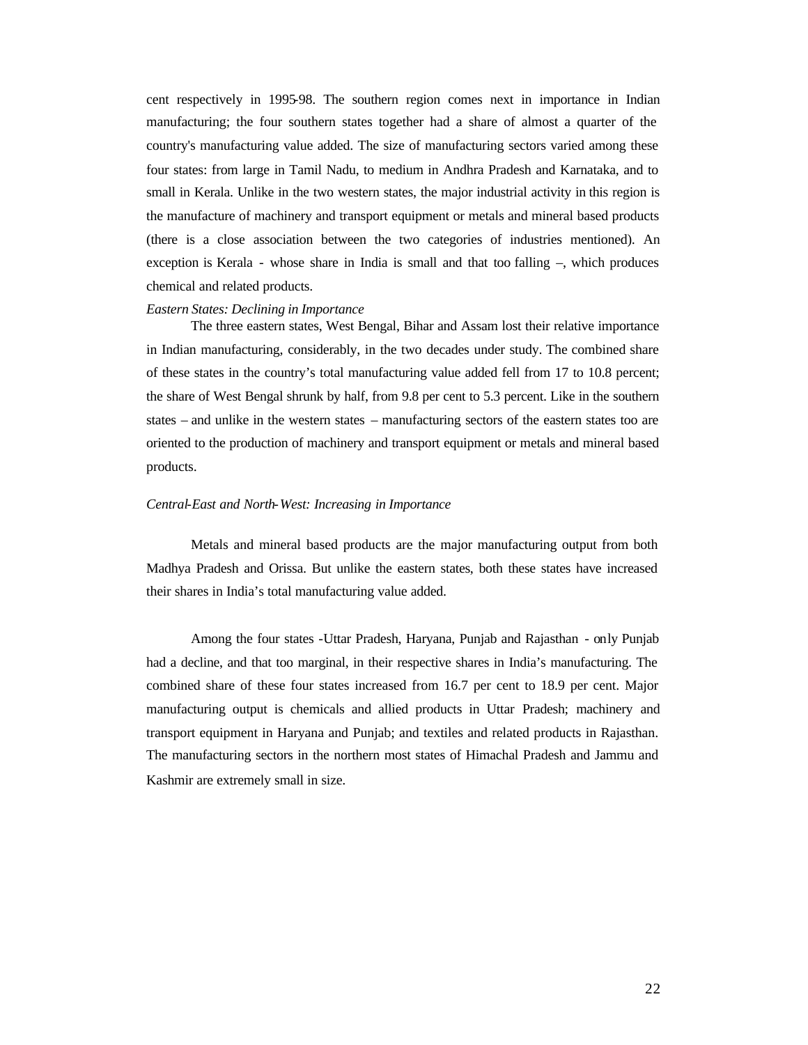cent respectively in 1995-98. The southern region comes next in importance in Indian manufacturing; the four southern states together had a share of almost a quarter of the country's manufacturing value added. The size of manufacturing sectors varied among these four states: from large in Tamil Nadu, to medium in Andhra Pradesh and Karnataka, and to small in Kerala. Unlike in the two western states, the major industrial activity in this region is the manufacture of machinery and transport equipment or metals and mineral based products (there is a close association between the two categories of industries mentioned). An exception is Kerala - whose share in India is small and that too falling –, which produces chemical and related products.

*Eastern States: Declining in Importance*

The three eastern states, West Bengal, Bihar and Assam lost their relative importance in Indian manufacturing, considerably, in the two decades under study. The combined share of these states in the country's total manufacturing value added fell from 17 to 10.8 percent; the share of West Bengal shrunk by half, from 9.8 per cent to 5.3 percent. Like in the southern states – and unlike in the western states – manufacturing sectors of the eastern states too are oriented to the production of machinery and transport equipment or metals and mineral based products.

*Central-East and North-West: Increasing in Importance*

Metals and mineral based products are the major manufacturing output from both Madhya Pradesh and Orissa. But unlike the eastern states, both these states have increased their shares in India's total manufacturing value added.

Among the four states -Uttar Pradesh, Haryana, Punjab and Rajasthan - only Punjab had a decline, and that too marginal, in their respective shares in India's manufacturing. The combined share of these four states increased from 16.7 per cent to 18.9 per cent. Major manufacturing output is chemicals and allied products in Uttar Pradesh; machinery and transport equipment in Haryana and Punjab; and textiles and related products in Rajasthan. The manufacturing sectors in the northern most states of Himachal Pradesh and Jammu and Kashmir are extremely small in size.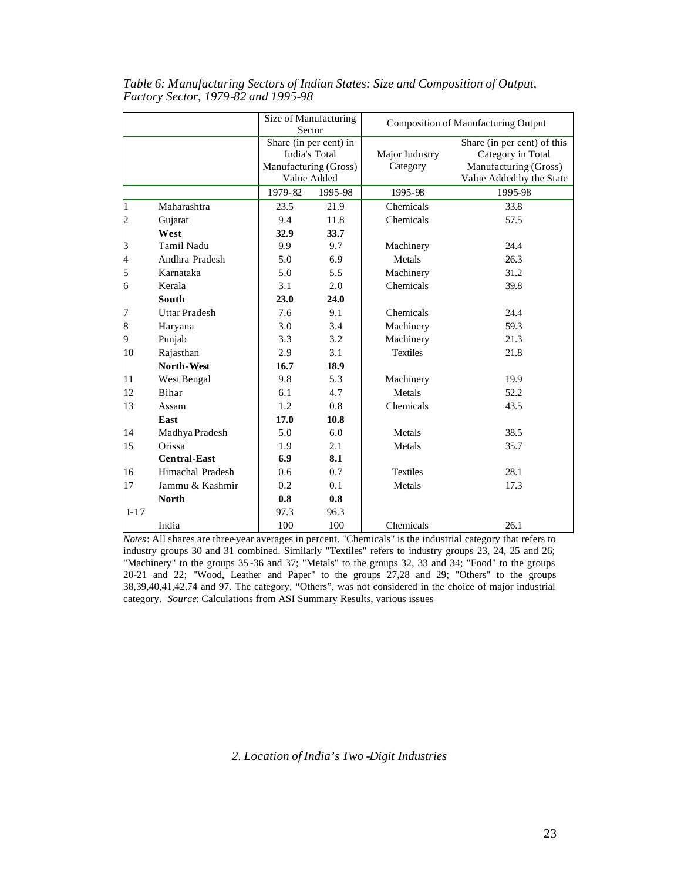*Table 6: Manufacturing Sectors of Indian States: Size and Composition of Output, Factory Sector, 1979-82 and 1995-98*

| | | Size of Manufacturing Sector | | Composition of Manufacturing Output | |
|---|---|---|---|---|---|
| | | Share (in per cent) in India's Total Manufacturing (Gross) Value Added | | Major Industry Category | Share (in per cent) of this Category in Total Manufacturing (Gross) Value Added by the State |
| | | 1979-82 | 1995-98 | 1995-98 | 1995-98 |
| 1 | Maharashtra | 23.5 | 21.9 | Chemicals | 33.8 |
| 2 | Gujarat | 9.4 | 11.8 | Chemicals | 57.5 |
| | **West** | **32.9** | **33.7** | | |
| 3 | Tamil Nadu | 9.9 | 9.7 | Machinery | 24.4 |
| 4 | Andhra Pradesh | 5.0 | 6.9 | Metals | 26.3 |
| 5 | Karnataka | 5.0 | 5.5 | Machinery | 31.2 |
| 6 | Kerala | 3.1 | 2.0 | Chemicals | 39.8 |
| | **South** | **23.0** | **24.0** | | |
| 7 | Uttar Pradesh | 7.6 | 9.1 | Chemicals | 24.4 |
| 8 | Haryana | 3.0 | 3.4 | Machinery | 59.3 |
| 9 | Punjab | 3.3 | 3.2 | Machinery | 21.3 |
| 10 | Rajasthan | 2.9 | 3.1 | Textiles | 21.8 |
| | **North-West** | **16.7** | **18.9** | | |
| 11 | West Bengal | 9.8 | 5.3 | Machinery | 19.9 |
| 12 | Bihar | 6.1 | 4.7 | Metals | 52.2 |
| 13 | Assam | 1.2 | 0.8 | Chemicals | 43.5 |
| | **East** | **17.0** | **10.8** | | |
| 14 | Madhya Pradesh | 5.0 | 6.0 | Metals | 38.5 |
| 15 | Orissa | 1.9 | 2.1 | Metals | 35.7 |
| | **Central-East** | **6.9** | **8.1** | | |
| 16 | Himachal Pradesh | 0.6 | 0.7 | Textiles | 28.1 |
| 17 | Jammu & Kashmir | 0.2 | 0.1 | Metals | 17.3 |
| | **North** | **0.8** | **0.8** | | |
| 1-17 | | 97.3 | 96.3 | | |
| | India | 100 | 100 | Chemicals | 26.1 |

*Notes*: All shares are three-year averages in percent. "Chemicals" is the industrial category that refers to industry groups 30 and 31 combined. Similarly "Textiles" refers to industry groups 23, 24, 25 and 26; "Machinery" to the groups 35-36 and 37; "Metals" to the groups 32, 33 and 34; "Food" to the groups 20-21 and 22; "Wood, Leather and Paper" to the groups 27,28 and 29; "Others" to the groups 38,39,40,41,42,74 and 97. The category, "Others", was not considered in the choice of major industrial category. *Source*: Calculations from ASI Summary Results, various issues

### *2. Location of India's Two-Digit Industries*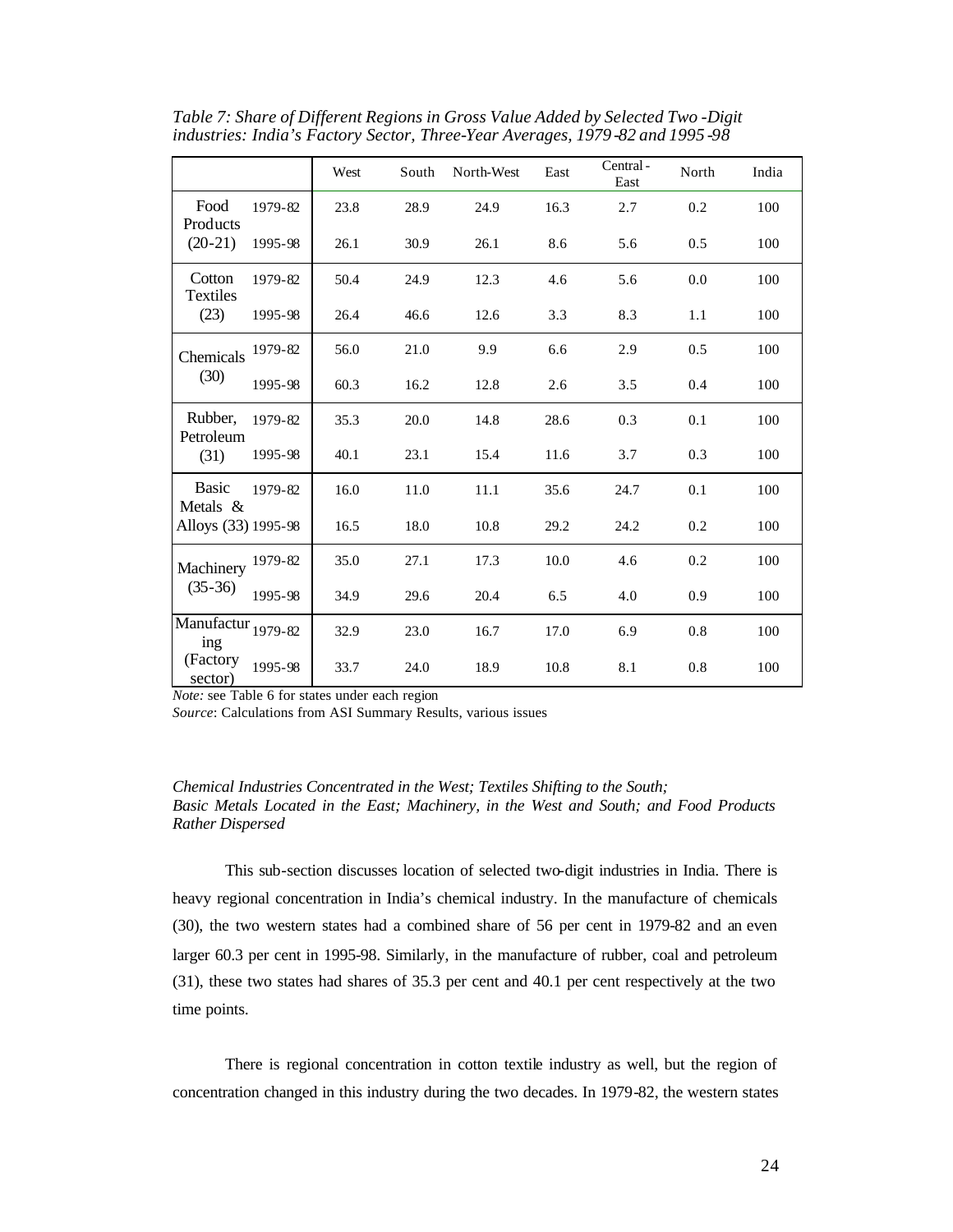*Table 7: Share of Different Regions in Gross Value Added by Selected Two-Digit industries: India's Factory Sector, Three-Year Averages, 1979-82 and 1995-98*

| | | West | South | North-West | East | Central-East | North | India |
|---|---|---|---|---|---|---|---|---|
| Food Products (20-21) | 1979-82 | 23.8 | 28.9 | 24.9 | 16.3 | 2.7 | 0.2 | 100 |
| | 1995-98 | 26.1 | 30.9 | 26.1 | 8.6 | 5.6 | 0.5 | 100 |
| Cotton Textiles (23) | 1979-82 | 50.4 | 24.9 | 12.3 | 4.6 | 5.6 | 0.0 | 100 |
| | 1995-98 | 26.4 | 46.6 | 12.6 | 3.3 | 8.3 | 1.1 | 100 |
| Chemicals (30) | 1979-82 | 56.0 | 21.0 | 9.9 | 6.6 | 2.9 | 0.5 | 100 |
| | 1995-98 | 60.3 | 16.2 | 12.8 | 2.6 | 3.5 | 0.4 | 100 |
| Rubber, Petroleum (31) | 1979-82 | 35.3 | 20.0 | 14.8 | 28.6 | 0.3 | 0.1 | 100 |
| | 1995-98 | 40.1 | 23.1 | 15.4 | 11.6 | 3.7 | 0.3 | 100 |
| Basic Metals & Alloys (33) | 1979-82 | 16.0 | 11.0 | 11.1 | 35.6 | 24.7 | 0.1 | 100 |
| | 1995-98 | 16.5 | 18.0 | 10.8 | 29.2 | 24.2 | 0.2 | 100 |
| Machinery (35-36) | 1979-82 | 35.0 | 27.1 | 17.3 | 10.0 | 4.6 | 0.2 | 100 |
| | 1995-98 | 34.9 | 29.6 | 20.4 | 6.5 | 4.0 | 0.9 | 100 |
| Manufacturing (Factory sector) | 1979-82 | 32.9 | 23.0 | 16.7 | 17.0 | 6.9 | 0.8 | 100 |
| | 1995-98 | 33.7 | 24.0 | 18.9 | 10.8 | 8.1 | 0.8 | 100 |

*Note:* see Table 6 for states under each region

*Source*: Calculations from ASI Summary Results, various issues

*Chemical Industries Concentrated in the West; Textiles Shifting to the South; Basic Metals Located in the East; Machinery, in the West and South; and Food Products Rather Dispersed*

This sub-section discusses location of selected two-digit industries in India. There is heavy regional concentration in India's chemical industry. In the manufacture of chemicals (30), the two western states had a combined share of 56 per cent in 1979-82 and an even larger 60.3 per cent in 1995-98. Similarly, in the manufacture of rubber, coal and petroleum (31), these two states had shares of 35.3 per cent and 40.1 per cent respectively at the two time points.

There is regional concentration in cotton textile industry as well, but the region of concentration changed in this industry during the two decades. In 1979-82, the western states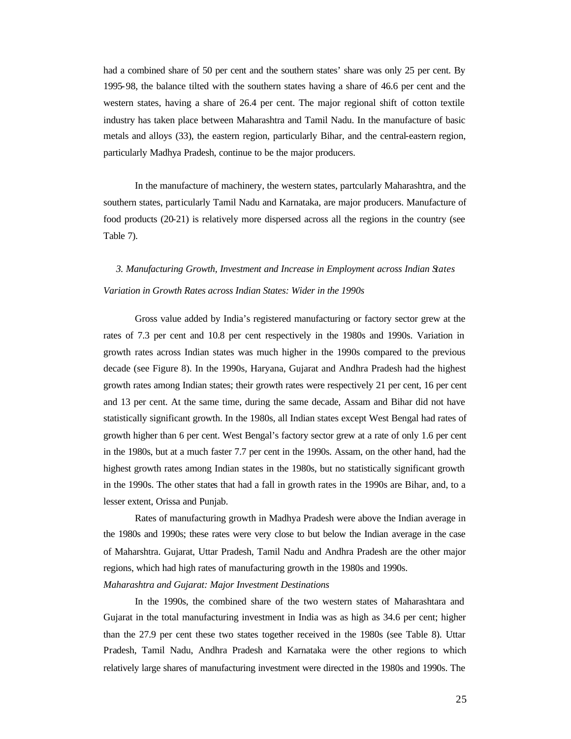had a combined share of 50 per cent and the southern states' share was only 25 per cent. By 1995-98, the balance tilted with the southern states having a share of 46.6 per cent and the western states, having a share of 26.4 per cent. The major regional shift of cotton textile industry has taken place between Maharashtra and Tamil Nadu. In the manufacture of basic metals and alloys (33), the eastern region, particularly Bihar, and the central-eastern region, particularly Madhya Pradesh, continue to be the major producers.

In the manufacture of machinery, the western states, partcularly Maharashtra, and the southern states, particularly Tamil Nadu and Karnataka, are major producers. Manufacture of food products (20-21) is relatively more dispersed across all the regions in the country (see Table 7).

### *3. Manufacturing Growth, Investment and Increase in Employment across Indian States*

*Variation in Growth Rates across Indian States: Wider in the 1990s*

Gross value added by India's registered manufacturing or factory sector grew at the rates of 7.3 per cent and 10.8 per cent respectively in the 1980s and 1990s. Variation in growth rates across Indian states was much higher in the 1990s compared to the previous decade (see Figure 8). In the 1990s, Haryana, Gujarat and Andhra Pradesh had the highest growth rates among Indian states; their growth rates were respectively 21 per cent, 16 per cent and 13 per cent. At the same time, during the same decade, Assam and Bihar did not have statistically significant growth. In the 1980s, all Indian states except West Bengal had rates of growth higher than 6 per cent. West Bengal's factory sector grew at a rate of only 1.6 per cent in the 1980s, but at a much faster 7.7 per cent in the 1990s. Assam, on the other hand, had the highest growth rates among Indian states in the 1980s, but no statistically significant growth in the 1990s. The other states that had a fall in growth rates in the 1990s are Bihar, and, to a lesser extent, Orissa and Punjab.

Rates of manufacturing growth in Madhya Pradesh were above the Indian average in the 1980s and 1990s; these rates were very close to but below the Indian average in the case of Maharshtra. Gujarat, Uttar Pradesh, Tamil Nadu and Andhra Pradesh are the other major regions, which had high rates of manufacturing growth in the 1980s and 1990s.

*Maharashtra and Gujarat: Major Investment Destinations*

In the 1990s, the combined share of the two western states of Maharashtara and Gujarat in the total manufacturing investment in India was as high as 34.6 per cent; higher than the 27.9 per cent these two states together received in the 1980s (see Table 8). Uttar Pradesh, Tamil Nadu, Andhra Pradesh and Karnataka were the other regions to which relatively large shares of manufacturing investment were directed in the 1980s and 1990s. The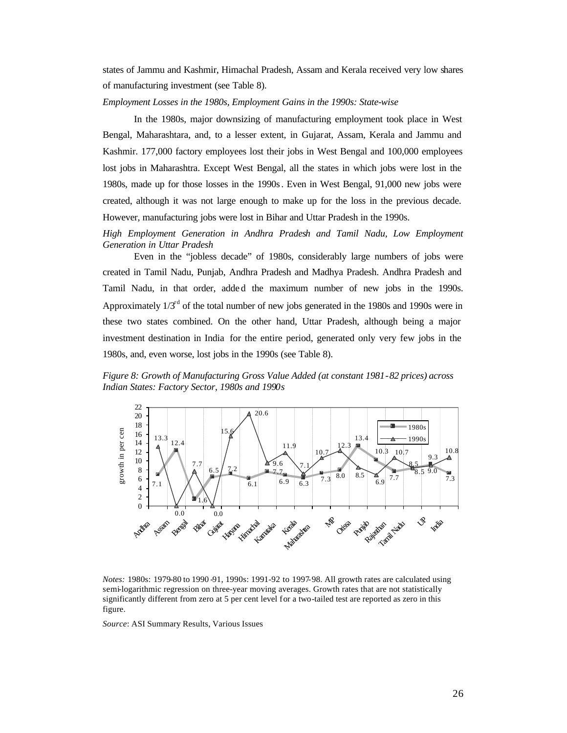states of Jammu and Kashmir, Himachal Pradesh, Assam and Kerala received very low shares of manufacturing investment (see Table 8).

*Employment Losses in the 1980s, Employment Gains in the 1990s: State-wise*

In the 1980s, major downsizing of manufacturing employment took place in West Bengal, Maharashtara, and, to a lesser extent, in Gujarat, Assam, Kerala and Jammu and Kashmir. 177,000 factory employees lost their jobs in West Bengal and 100,000 employees lost jobs in Maharashtra. Except West Bengal, all the states in which jobs were lost in the 1980s, made up for those losses in the 1990s. Even in West Bengal, 91,000 new jobs were created, although it was not large enough to make up for the loss in the previous decade. However, manufacturing jobs were lost in Bihar and Uttar Pradesh in the 1990s.

*High Employment Generation in Andhra Pradesh and Tamil Nadu, Low Employment Generation in Uttar Pradesh*

Even in the "jobless decade" of 1980s, considerably large numbers of jobs were created in Tamil Nadu, Punjab, Andhra Pradesh and Madhya Pradesh. Andhra Pradesh and Tamil Nadu, in that order, added the maximum number of new jobs in the 1990s. Approximately 1/3[rd] of the total number of new jobs generated in the 1980s and 1990s were in these two states combined. On the other hand, Uttar Pradesh, although being a major investment destination in India for the entire period, generated only very few jobs in the 1980s, and, even worse, lost jobs in the 1990s (see Table 8).

*Figure 8: Growth of Manufacturing Gross Value Added (at constant 1981-82 prices) across Indian States: Factory Sector, 1980s and 1990s*

| State | 1980s | 1990s |
|---|---|---|
| Andhra | 7.1 | 13.3 |
| Assam | 12.4 | 0.0 |
| Bengal | 1.6 | 7.7 |
| Bihar | 6.5 | 0.0 |
| Gujarat | 7.2 | 15.6 |
| Haryana | 6.1 | 20.6 |
| Himachal | 7.7 | 9.6 |
| Karnataka | 6.9 | 11.9 |
| Kerala | 6.3 | 7.1 |
| Maharashtra | 7.3 | 10.7 |
| MP | 8.0 | 12.3 |
| Orissa | 13.4 | 8.5 |
| Punjab | 10.3 | 6.9 |
| Rajasthan | 7.7 | 10.7 |
| Tamil Nadu | 8.5 | 8.5 |
| UP | 9.3 | 9.0 |
| India | 7.3 | 10.8 |

*Notes:* 1980s: 1979-80 to 1990-91, 1990s: 1991-92 to 1997-98. All growth rates are calculated using semi-logarithmic regression on three-year moving averages. Growth rates that are not statistically significantly different from zero at 5 per cent level for a two-tailed test are reported as zero in this figure.

*Source*: ASI Summary Results, Various Issues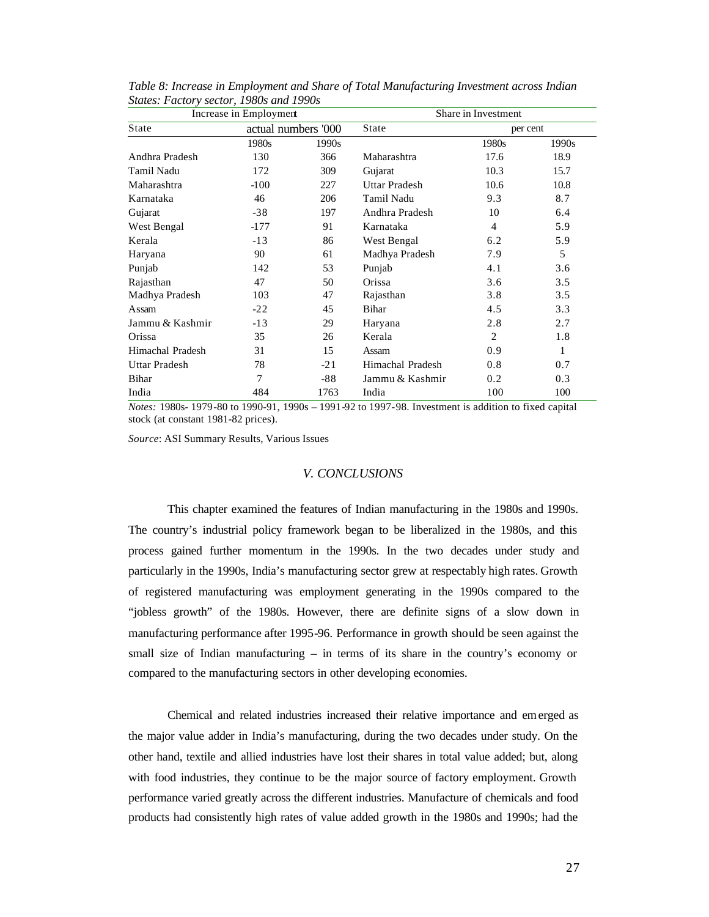*Table 8: Increase in Employment and Share of Total Manufacturing Investment across Indian States: Factory sector, 1980s and 1990s*

| Increase in Employment | | | Share in Investment | | |
|---|---|---|---|---|---|
| State | actual numbers '000 | | State | per cent | |
| | 1980s | 1990s | | 1980s | 1990s |
| Andhra Pradesh | 130 | 366 | Maharashtra | 17.6 | 18.9 |
| Tamil Nadu | 172 | 309 | Gujarat | 10.3 | 15.7 |
| Maharashtra | -100 | 227 | Uttar Pradesh | 10.6 | 10.8 |
| Karnataka | 46 | 206 | Tamil Nadu | 9.3 | 8.7 |
| Gujarat | -38 | 197 | Andhra Pradesh | 10 | 6.4 |
| West Bengal | -177 | 91 | Karnataka | 4 | 5.9 |
| Kerala | -13 | 86 | West Bengal | 6.2 | 5.9 |
| Haryana | 90 | 61 | Madhya Pradesh | 7.9 | 5 |
| Punjab | 142 | 53 | Punjab | 4.1 | 3.6 |
| Rajasthan | 47 | 50 | Orissa | 3.6 | 3.5 |
| Madhya Pradesh | 103 | 47 | Rajasthan | 3.8 | 3.5 |
| Assam | -22 | 45 | Bihar | 4.5 | 3.3 |
| Jammu & Kashmir | -13 | 29 | Haryana | 2.8 | 2.7 |
| Orissa | 35 | 26 | Kerala | 2 | 1.8 |
| Himachal Pradesh | 31 | 15 | Assam | 0.9 | 1 |
| Uttar Pradesh | 78 | -21 | Himachal Pradesh | 0.8 | 0.7 |
| Bihar | 7 | -88 | Jammu & Kashmir | 0.2 | 0.3 |
| India | 484 | 1763 | India | 100 | 100 |

*Notes:* 1980s- 1979-80 to 1990-91, 1990s – 1991-92 to 1997-98. Investment is addition to fixed capital stock (at constant 1981-82 prices).

*Source*: ASI Summary Results, Various Issues

## *V. CONCLUSIONS*

This chapter examined the features of Indian manufacturing in the 1980s and 1990s. The country's industrial policy framework began to be liberalized in the 1980s, and this process gained further momentum in the 1990s. In the two decades under study and particularly in the 1990s, India's manufacturing sector grew at respectably high rates. Growth of registered manufacturing was employment generating in the 1990s compared to the "jobless growth" of the 1980s. However, there are definite signs of a slow down in manufacturing performance after 1995-96. Performance in growth should be seen against the small size of Indian manufacturing – in terms of its share in the country's economy or compared to the manufacturing sectors in other developing economies.

Chemical and related industries increased their relative importance and emerged as the major value adder in India's manufacturing, during the two decades under study. On the other hand, textile and allied industries have lost their shares in total value added; but, along with food industries, they continue to be the major source of factory employment. Growth performance varied greatly across the different industries. Manufacture of chemicals and food products had consistently high rates of value added growth in the 1980s and 1990s; had the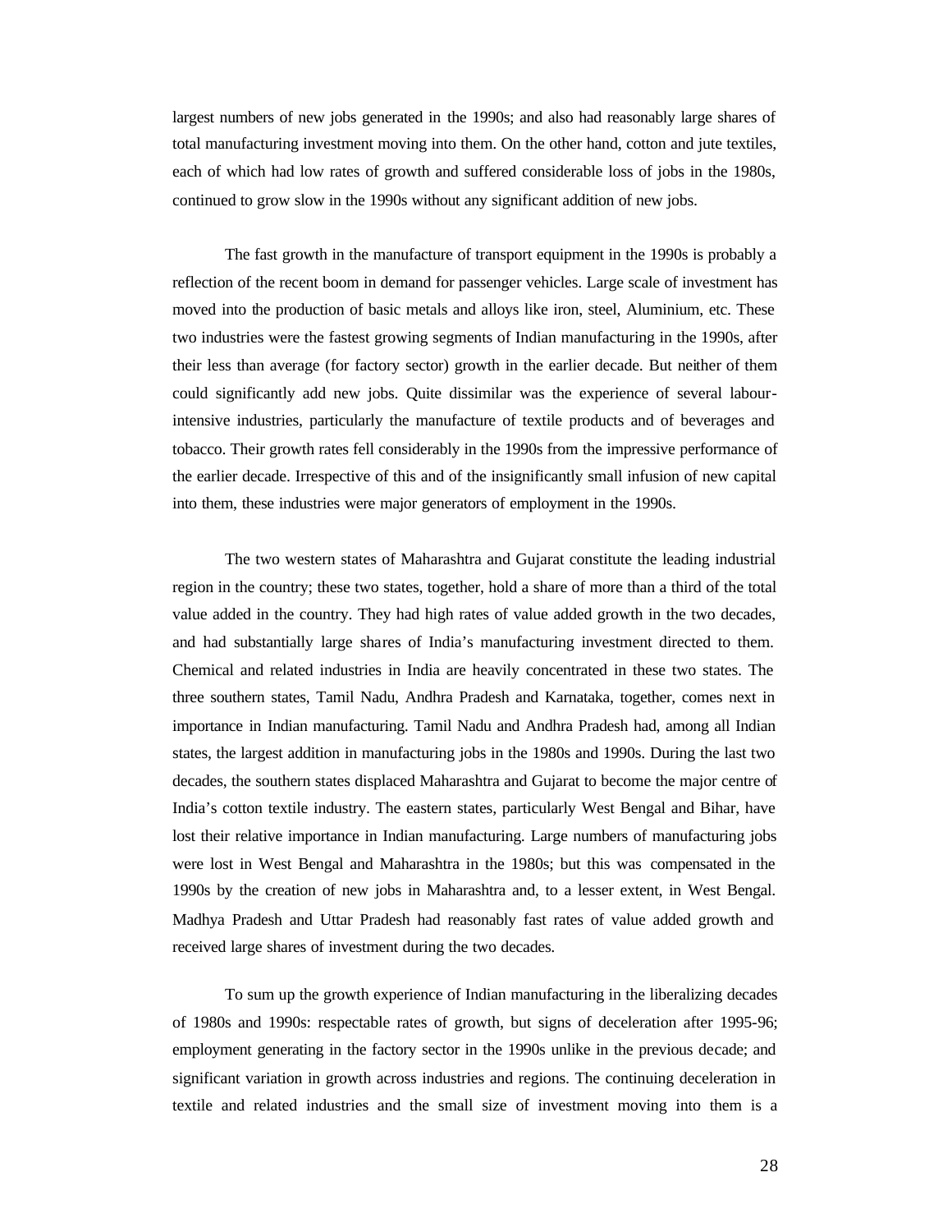largest numbers of new jobs generated in the 1990s; and also had reasonably large shares of total manufacturing investment moving into them. On the other hand, cotton and jute textiles, each of which had low rates of growth and suffered considerable loss of jobs in the 1980s, continued to grow slow in the 1990s without any significant addition of new jobs.

The fast growth in the manufacture of transport equipment in the 1990s is probably a reflection of the recent boom in demand for passenger vehicles. Large scale of investment has moved into the production of basic metals and alloys like iron, steel, Aluminium, etc. These two industries were the fastest growing segments of Indian manufacturing in the 1990s, after their less than average (for factory sector) growth in the earlier decade. But neither of them could significantly add new jobs. Quite dissimilar was the experience of several labour-intensive industries, particularly the manufacture of textile products and of beverages and tobacco. Their growth rates fell considerably in the 1990s from the impressive performance of the earlier decade. Irrespective of this and of the insignificantly small infusion of new capital into them, these industries were major generators of employment in the 1990s.

The two western states of Maharashtra and Gujarat constitute the leading industrial region in the country; these two states, together, hold a share of more than a third of the total value added in the country. They had high rates of value added growth in the two decades, and had substantially large shares of India's manufacturing investment directed to them. Chemical and related industries in India are heavily concentrated in these two states. The three southern states, Tamil Nadu, Andhra Pradesh and Karnataka, together, comes next in importance in Indian manufacturing. Tamil Nadu and Andhra Pradesh had, among all Indian states, the largest addition in manufacturing jobs in the 1980s and 1990s. During the last two decades, the southern states displaced Maharashtra and Gujarat to become the major centre of India's cotton textile industry. The eastern states, particularly West Bengal and Bihar, have lost their relative importance in Indian manufacturing. Large numbers of manufacturing jobs were lost in West Bengal and Maharashtra in the 1980s; but this was compensated in the 1990s by the creation of new jobs in Maharashtra and, to a lesser extent, in West Bengal. Madhya Pradesh and Uttar Pradesh had reasonably fast rates of value added growth and received large shares of investment during the two decades.

To sum up the growth experience of Indian manufacturing in the liberalizing decades of 1980s and 1990s: respectable rates of growth, but signs of deceleration after 1995-96; employment generating in the factory sector in the 1990s unlike in the previous decade; and significant variation in growth across industries and regions. The continuing deceleration in textile and related industries and the small size of investment moving into them is a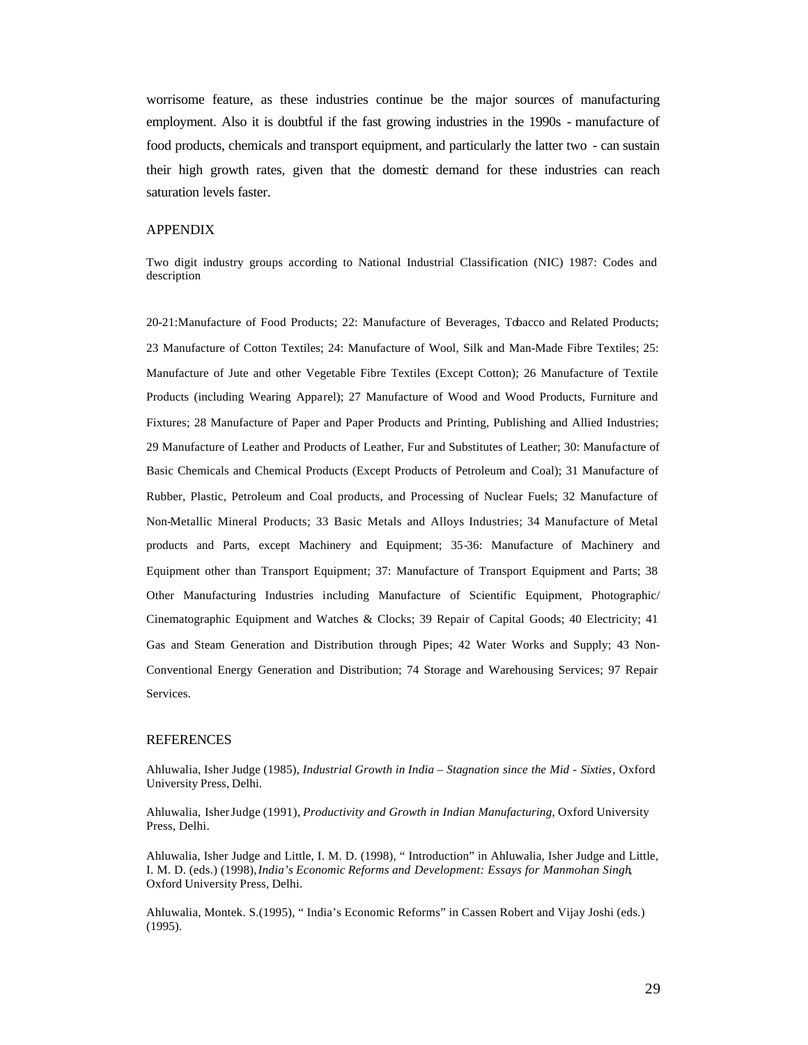worrisome feature, as these industries continue be the major sources of manufacturing employment. Also it is doubtful if the fast growing industries in the 1990s - manufacture of food products, chemicals and transport equipment, and particularly the latter two - can sustain their high growth rates, given that the domestic demand for these industries can reach saturation levels faster.

## APPENDIX

Two digit industry groups according to National Industrial Classification (NIC) 1987: Codes and description

20-21:Manufacture of Food Products; 22: Manufacture of Beverages, Tobacco and Related Products; 23 Manufacture of Cotton Textiles; 24: Manufacture of Wool, Silk and Man-Made Fibre Textiles; 25: Manufacture of Jute and other Vegetable Fibre Textiles (Except Cotton); 26 Manufacture of Textile Products (including Wearing Apparel); 27 Manufacture of Wood and Wood Products, Furniture and Fixtures; 28 Manufacture of Paper and Paper Products and Printing, Publishing and Allied Industries; 29 Manufacture of Leather and Products of Leather, Fur and Substitutes of Leather; 30: Manufacture of Basic Chemicals and Chemical Products (Except Products of Petroleum and Coal); 31 Manufacture of Rubber, Plastic, Petroleum and Coal products, and Processing of Nuclear Fuels; 32 Manufacture of Non-Metallic Mineral Products; 33 Basic Metals and Alloys Industries; 34 Manufacture of Metal products and Parts, except Machinery and Equipment; 35-36: Manufacture of Machinery and Equipment other than Transport Equipment; 37: Manufacture of Transport Equipment and Parts; 38 Other Manufacturing Industries including Manufacture of Scientific Equipment, Photographic/ Cinematographic Equipment and Watches & Clocks; 39 Repair of Capital Goods; 40 Electricity; 41 Gas and Steam Generation and Distribution through Pipes; 42 Water Works and Supply; 43 Non-Conventional Energy Generation and Distribution; 74 Storage and Warehousing Services; 97 Repair Services.

## REFERENCES

Ahluwalia, Isher Judge (1985), *Industrial Growth in India – Stagnation since the Mid - Sixties*, Oxford University Press, Delhi.

Ahluwalia, Isher Judge (1991), *Productivity and Growth in Indian Manufacturing*, Oxford University Press, Delhi.

Ahluwalia, Isher Judge and Little, I. M. D. (1998), " Introduction" in Ahluwalia, Isher Judge and Little, I. M. D. (eds.) (1998), *India's Economic Reforms and Development: Essays for Manmohan Singh*, Oxford University Press, Delhi.

Ahluwalia, Montek. S.(1995), " India's Economic Reforms" in Cassen Robert and Vijay Joshi (eds.) (1995).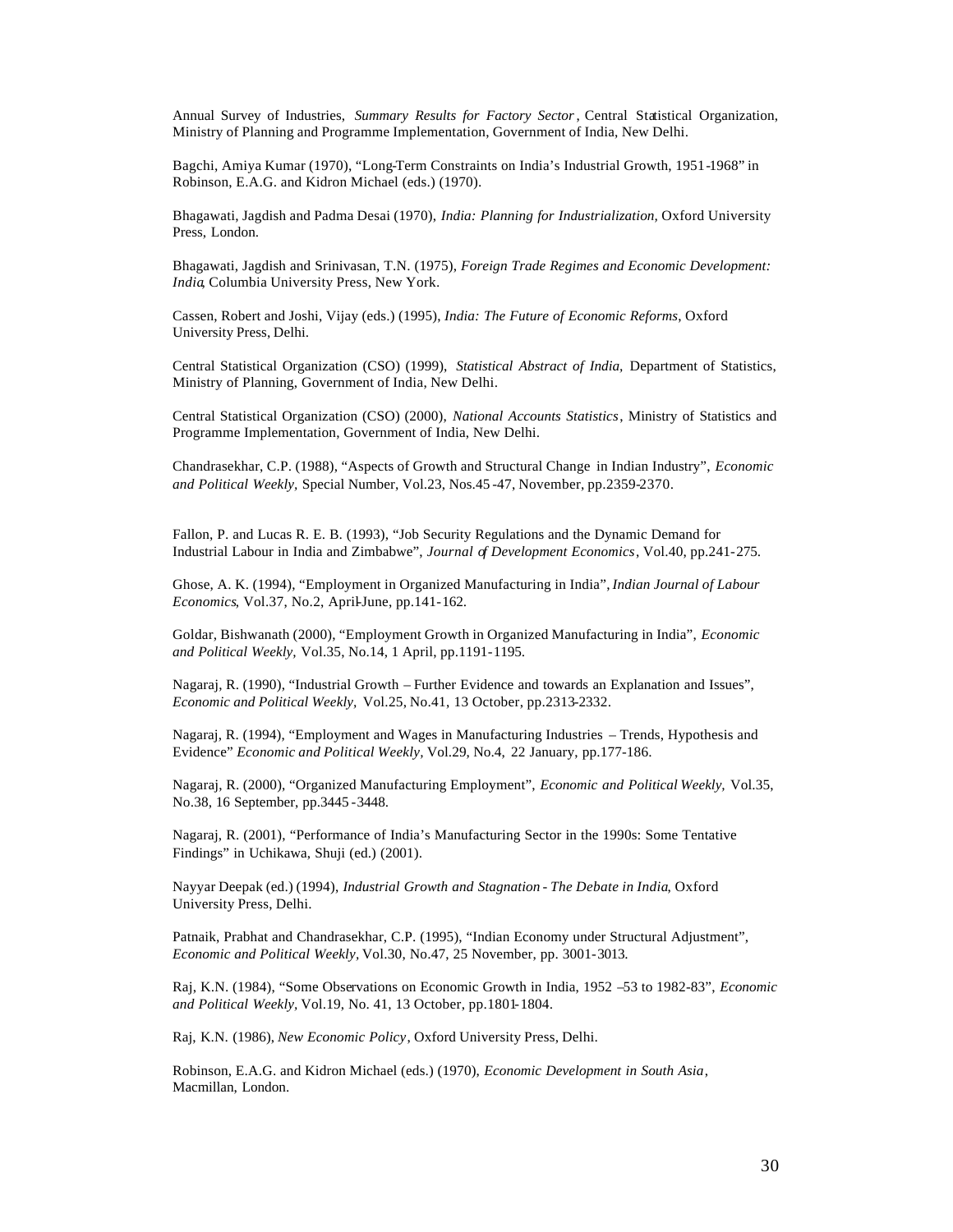Annual Survey of Industries, *Summary Results for Factory Sector*, Central Statistical Organization, Ministry of Planning and Programme Implementation, Government of India, New Delhi.

Bagchi, Amiya Kumar (1970), "Long-Term Constraints on India's Industrial Growth, 1951-1968" in Robinson, E.A.G. and Kidron Michael (eds.) (1970).

Bhagawati, Jagdish and Padma Desai (1970), *India: Planning for Industrialization,* Oxford University Press, London.

Bhagawati, Jagdish and Srinivasan, T.N. (1975), *Foreign Trade Regimes and Economic Development: India*, Columbia University Press, New York.

Cassen, Robert and Joshi, Vijay (eds.) (1995), *India: The Future of Economic Reforms,* Oxford University Press, Delhi.

Central Statistical Organization (CSO) (1999), *Statistical Abstract of India,* Department of Statistics, Ministry of Planning, Government of India, New Delhi.

Central Statistical Organization (CSO) (2000), *National Accounts Statistics*, Ministry of Statistics and Programme Implementation, Government of India, New Delhi.

Chandrasekhar, C.P. (1988), "Aspects of Growth and Structural Change in Indian Industry", *Economic and Political Weekly,* Special Number, Vol.23, Nos.45-47, November, pp.2359-2370.

Fallon, P. and Lucas R. E. B. (1993), "Job Security Regulations and the Dynamic Demand for Industrial Labour in India and Zimbabwe", *Journal of Development Economics*, Vol.40, pp.241-275.

Ghose, A. K. (1994), "Employment in Organized Manufacturing in India", *Indian Journal of Labour Economics*, Vol.37, No.2, April-June, pp.141-162.

Goldar, Bishwanath (2000), "Employment Growth in Organized Manufacturing in India", *Economic and Political Weekly,* Vol.35, No.14, 1 April, pp.1191-1195.

Nagaraj, R. (1990), "Industrial Growth – Further Evidence and towards an Explanation and Issues", *Economic and Political Weekly,* Vol.25, No.41, 13 October, pp.2313-2332.

Nagaraj, R. (1994), "Employment and Wages in Manufacturing Industries – Trends, Hypothesis and Evidence" *Economic and Political Weekly,* Vol.29, No.4, 22 January, pp.177-186.

Nagaraj, R. (2000), "Organized Manufacturing Employment", *Economic and Political Weekly,* Vol.35, No.38, 16 September, pp.3445-3448.

Nagaraj, R. (2001), "Performance of India's Manufacturing Sector in the 1990s: Some Tentative Findings" in Uchikawa, Shuji (ed.) (2001).

Nayyar Deepak (ed.) (1994), *Industrial Growth and Stagnation - The Debate in India*, Oxford University Press, Delhi.

Patnaik, Prabhat and Chandrasekhar, C.P. (1995), "Indian Economy under Structural Adjustment", *Economic and Political Weekly,* Vol.30, No.47, 25 November, pp. 3001-3013.

Raj, K.N. (1984), "Some Observations on Economic Growth in India, 1952 –53 to 1982-83", *Economic and Political Weekly,* Vol.19, No. 41, 13 October, pp.1801-1804.

Raj, K.N. (1986), *New Economic Policy*, Oxford University Press, Delhi.

Robinson, E.A.G. and Kidron Michael (eds.) (1970), *Economic Development in South Asia*, Macmillan, London.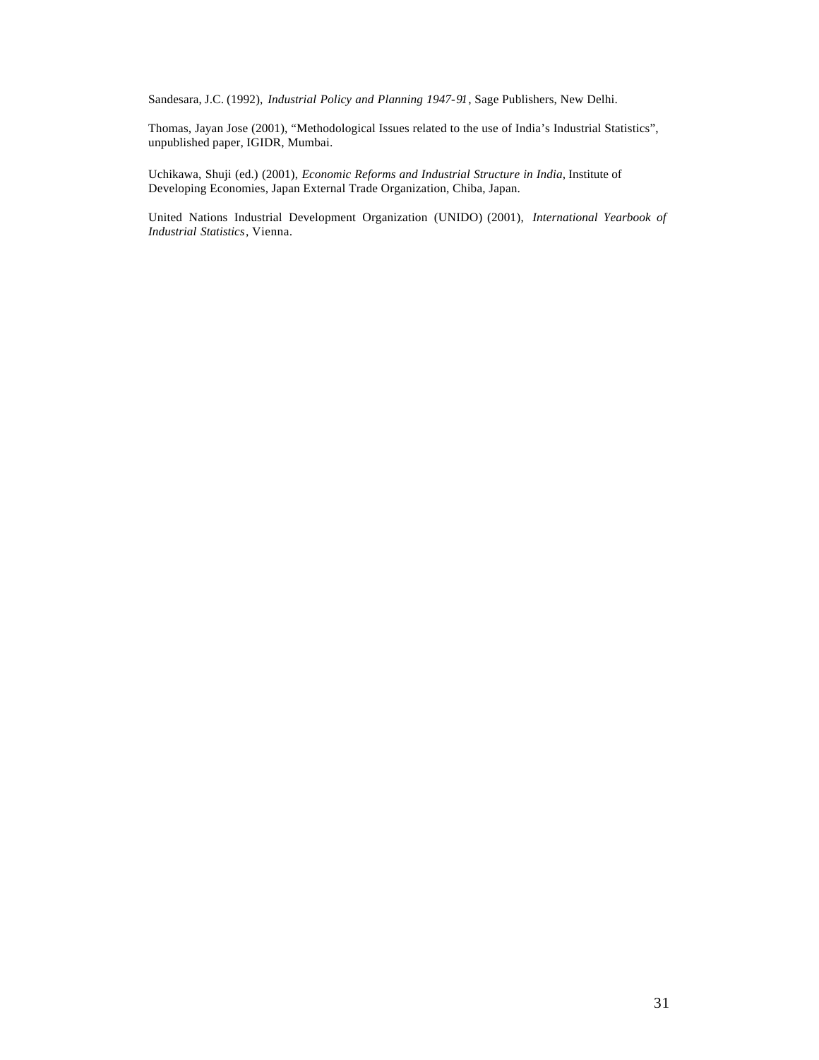Sandesara, J.C. (1992), *Industrial Policy and Planning 1947-91*, Sage Publishers, New Delhi.

Thomas, Jayan Jose (2001), "Methodological Issues related to the use of India's Industrial Statistics", unpublished paper, IGIDR, Mumbai.

Uchikawa, Shuji (ed.) (2001), *Economic Reforms and Industrial Structure in India*, Institute of Developing Economies, Japan External Trade Organization, Chiba, Japan.

United Nations Industrial Development Organization (UNIDO) (2001), *International Yearbook of Industrial Statistics*, Vienna.